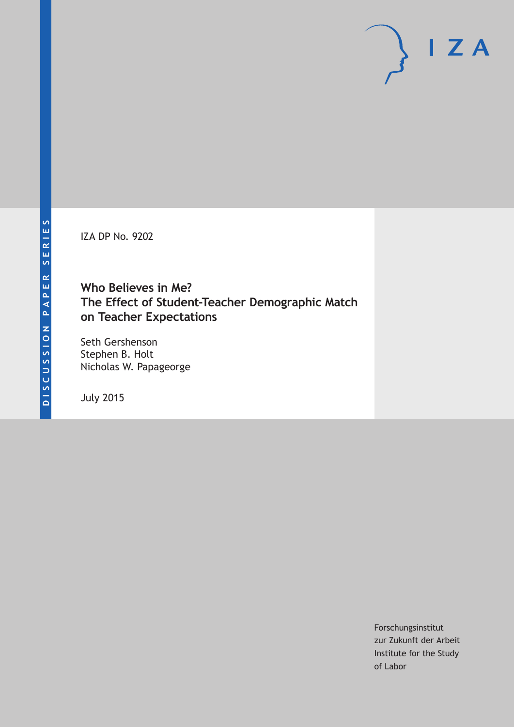DISCUSSION PAPER SERIES

IZA

IZA DP No. 9202

# Who Believes in Me? The Effect of Student-Teacher Demographic Match on Teacher Expectations

Seth Gershenson
Stephen B. Holt
Nicholas W. Papageorge

July 2015

Forschungsinstitut
zur Zukunft der Arbeit
Institute for the Study
of Labor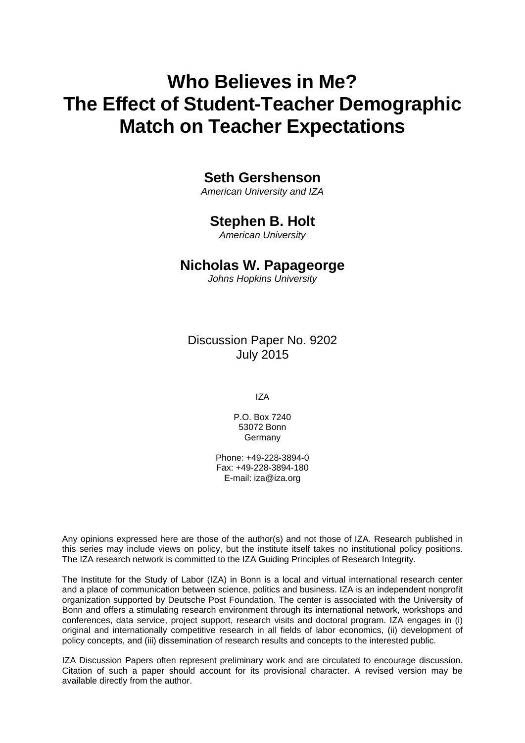# Who Believes in Me? The Effect of Student-Teacher Demographic Match on Teacher Expectations

## Seth Gershenson

*American University and IZA*

## Stephen B. Holt

*American University*

## Nicholas W. Papageorge

*Johns Hopkins University*

Discussion Paper No. 9202
July 2015

IZA

P.O. Box 7240
53072 Bonn
Germany

Phone: +49-228-3894-0
Fax: +49-228-3894-180
E-mail: iza@iza.org

Any opinions expressed here are those of the author(s) and not those of IZA. Research published in this series may include views on policy, but the institute itself takes no institutional policy positions. The IZA research network is committed to the IZA Guiding Principles of Research Integrity.

The Institute for the Study of Labor (IZA) in Bonn is a local and virtual international research center and a place of communication between science, politics and business. IZA is an independent nonprofit organization supported by Deutsche Post Foundation. The center is associated with the University of Bonn and offers a stimulating research environment through its international network, workshops and conferences, data service, project support, research visits and doctoral program. IZA engages in (i) original and internationally competitive research in all fields of labor economics, (ii) development of policy concepts, and (iii) dissemination of research results and concepts to the interested public.

IZA Discussion Papers often represent preliminary work and are circulated to encourage discussion. Citation of such a paper should account for its provisional character. A revised version may be available directly from the author.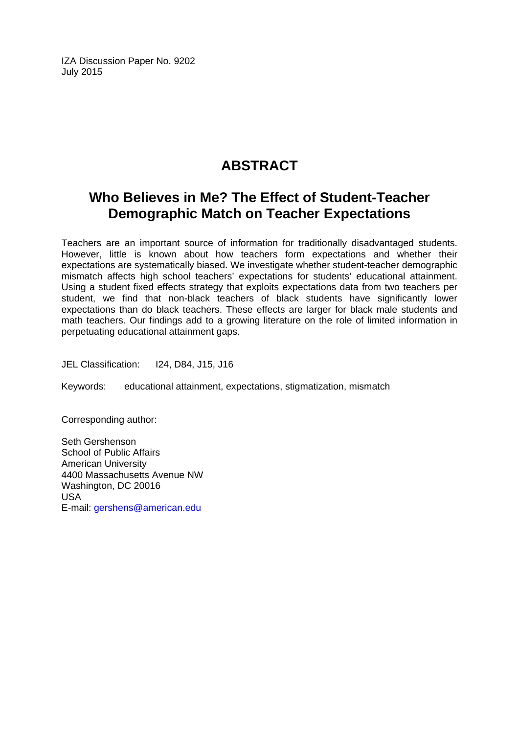IZA Discussion Paper No. 9202
July 2015

# ABSTRACT

## Who Believes in Me? The Effect of Student-Teacher Demographic Match on Teacher Expectations

Teachers are an important source of information for traditionally disadvantaged students. However, little is known about how teachers form expectations and whether their expectations are systematically biased. We investigate whether student-teacher demographic mismatch affects high school teachers' expectations for students' educational attainment. Using a student fixed effects strategy that exploits expectations data from two teachers per student, we find that non-black teachers of black students have significantly lower expectations than do black teachers. These effects are larger for black male students and math teachers. Our findings add to a growing literature on the role of limited information in perpetuating educational attainment gaps.

JEL Classification: I24, D84, J15, J16

Keywords: educational attainment, expectations, stigmatization, mismatch

Corresponding author:

Seth Gershenson
School of Public Affairs
American University
4400 Massachusetts Avenue NW
Washington, DC 20016
USA
E-mail: gershens@american.edu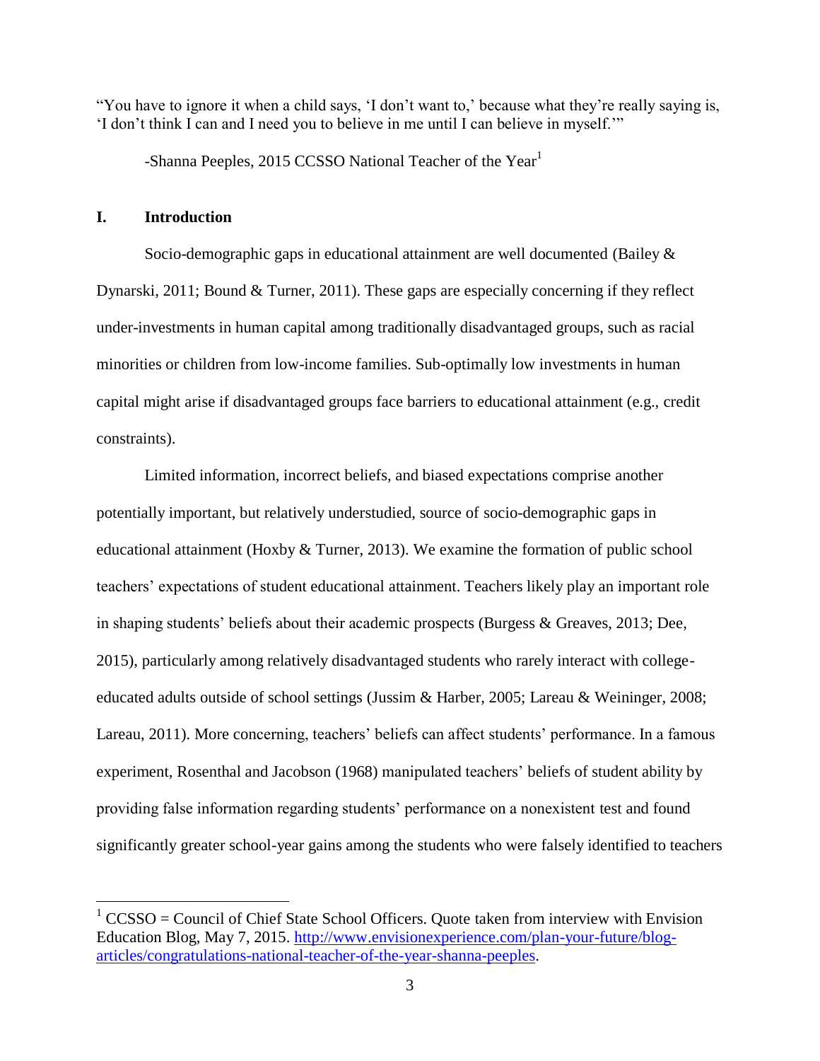"You have to ignore it when a child says, 'I don't want to,' because what they're really saying is, 'I don't think I can and I need you to believe in me until I can believe in myself.'"

-Shanna Peeples, 2015 CCSSO National Teacher of the Year[1]

## I. Introduction

Socio-demographic gaps in educational attainment are well documented (Bailey & Dynarski, 2011; Bound & Turner, 2011). These gaps are especially concerning if they reflect under-investments in human capital among traditionally disadvantaged groups, such as racial minorities or children from low-income families. Sub-optimally low investments in human capital might arise if disadvantaged groups face barriers to educational attainment (e.g., credit constraints).

Limited information, incorrect beliefs, and biased expectations comprise another potentially important, but relatively understudied, source of socio-demographic gaps in educational attainment (Hoxby & Turner, 2013). We examine the formation of public school teachers' expectations of student educational attainment. Teachers likely play an important role in shaping students' beliefs about their academic prospects (Burgess & Greaves, 2013; Dee, 2015), particularly among relatively disadvantaged students who rarely interact with college-educated adults outside of school settings (Jussim & Harber, 2005; Lareau & Weininger, 2008; Lareau, 2011). More concerning, teachers' beliefs can affect students' performance. In a famous experiment, Rosenthal and Jacobson (1968) manipulated teachers' beliefs of student ability by providing false information regarding students' performance on a nonexistent test and found significantly greater school-year gains among the students who were falsely identified to teachers

[1] CCSSO = Council of Chief State School Officers. Quote taken from interview with Envision Education Blog, May 7, 2015. http://www.envisionexperience.com/plan-your-future/blog-articles/congratulations-national-teacher-of-the-year-shanna-peeples.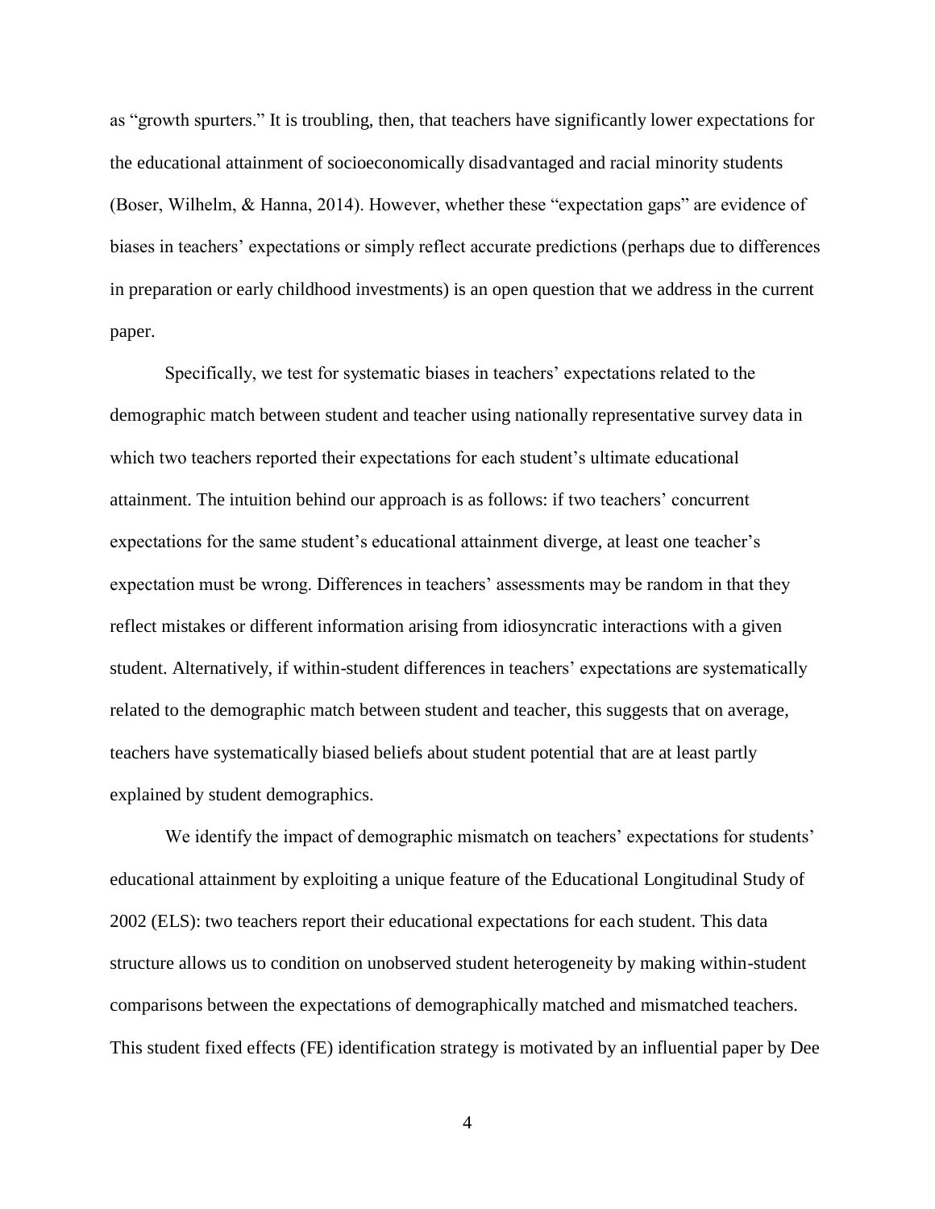as "growth spurters." It is troubling, then, that teachers have significantly lower expectations for the educational attainment of socioeconomically disadvantaged and racial minority students (Boser, Wilhelm, & Hanna, 2014). However, whether these "expectation gaps" are evidence of biases in teachers' expectations or simply reflect accurate predictions (perhaps due to differences in preparation or early childhood investments) is an open question that we address in the current paper.

Specifically, we test for systematic biases in teachers' expectations related to the demographic match between student and teacher using nationally representative survey data in which two teachers reported their expectations for each student's ultimate educational attainment. The intuition behind our approach is as follows: if two teachers' concurrent expectations for the same student's educational attainment diverge, at least one teacher's expectation must be wrong. Differences in teachers' assessments may be random in that they reflect mistakes or different information arising from idiosyncratic interactions with a given student. Alternatively, if within-student differences in teachers' expectations are systematically related to the demographic match between student and teacher, this suggests that on average, teachers have systematically biased beliefs about student potential that are at least partly explained by student demographics.

We identify the impact of demographic mismatch on teachers' expectations for students' educational attainment by exploiting a unique feature of the Educational Longitudinal Study of 2002 (ELS): two teachers report their educational expectations for each student. This data structure allows us to condition on unobserved student heterogeneity by making within-student comparisons between the expectations of demographically matched and mismatched teachers. This student fixed effects (FE) identification strategy is motivated by an influential paper by Dee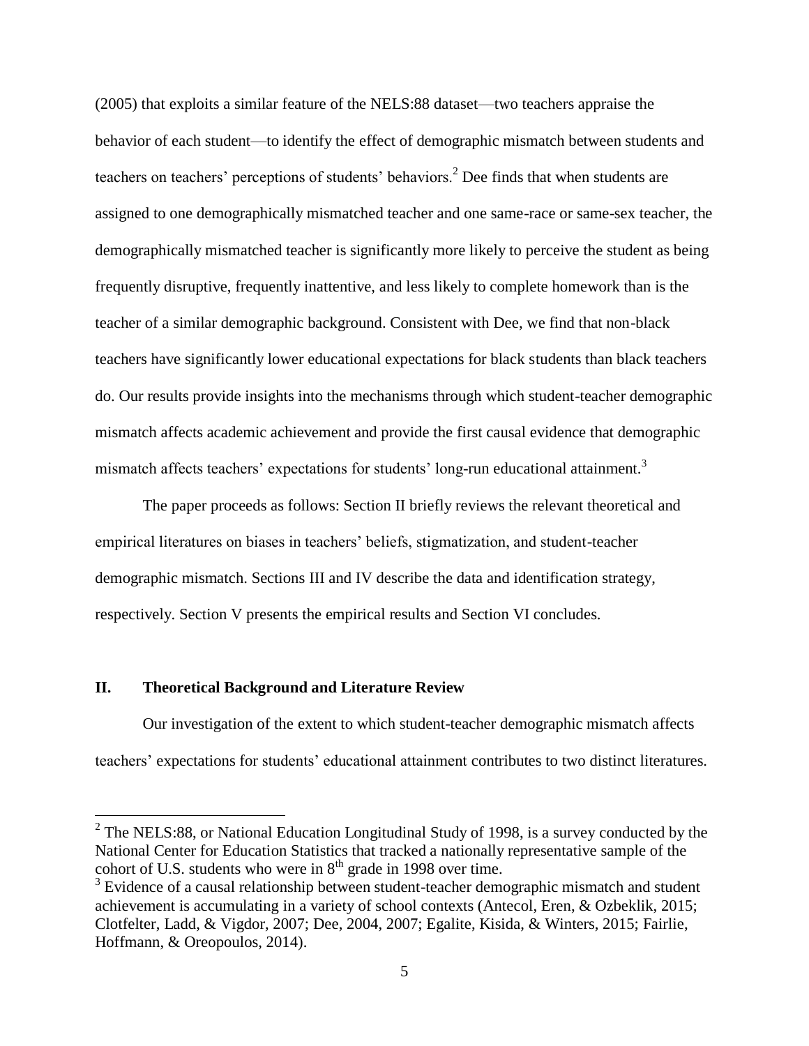(2005) that exploits a similar feature of the NELS:88 dataset—two teachers appraise the behavior of each student—to identify the effect of demographic mismatch between students and teachers on teachers' perceptions of students' behaviors.[2] Dee finds that when students are assigned to one demographically mismatched teacher and one same-race or same-sex teacher, the demographically mismatched teacher is significantly more likely to perceive the student as being frequently disruptive, frequently inattentive, and less likely to complete homework than is the teacher of a similar demographic background. Consistent with Dee, we find that non-black teachers have significantly lower educational expectations for black students than black teachers do. Our results provide insights into the mechanisms through which student-teacher demographic mismatch affects academic achievement and provide the first causal evidence that demographic mismatch affects teachers' expectations for students' long-run educational attainment.[3]

The paper proceeds as follows: Section II briefly reviews the relevant theoretical and empirical literatures on biases in teachers' beliefs, stigmatization, and student-teacher demographic mismatch. Sections III and IV describe the data and identification strategy, respectively. Section V presents the empirical results and Section VI concludes.

## II. Theoretical Background and Literature Review

Our investigation of the extent to which student-teacher demographic mismatch affects teachers' expectations for students' educational attainment contributes to two distinct literatures.

[2] The NELS:88, or National Education Longitudinal Study of 1998, is a survey conducted by the National Center for Education Statistics that tracked a nationally representative sample of the cohort of U.S. students who were in 8th grade in 1998 over time.

[3] Evidence of a causal relationship between student-teacher demographic mismatch and student achievement is accumulating in a variety of school contexts (Antecol, Eren, & Ozbeklik, 2015; Clotfelter, Ladd, & Vigdor, 2007; Dee, 2004, 2007; Egalite, Kisida, & Winters, 2015; Fairlie, Hoffmann, & Oreopoulos, 2014).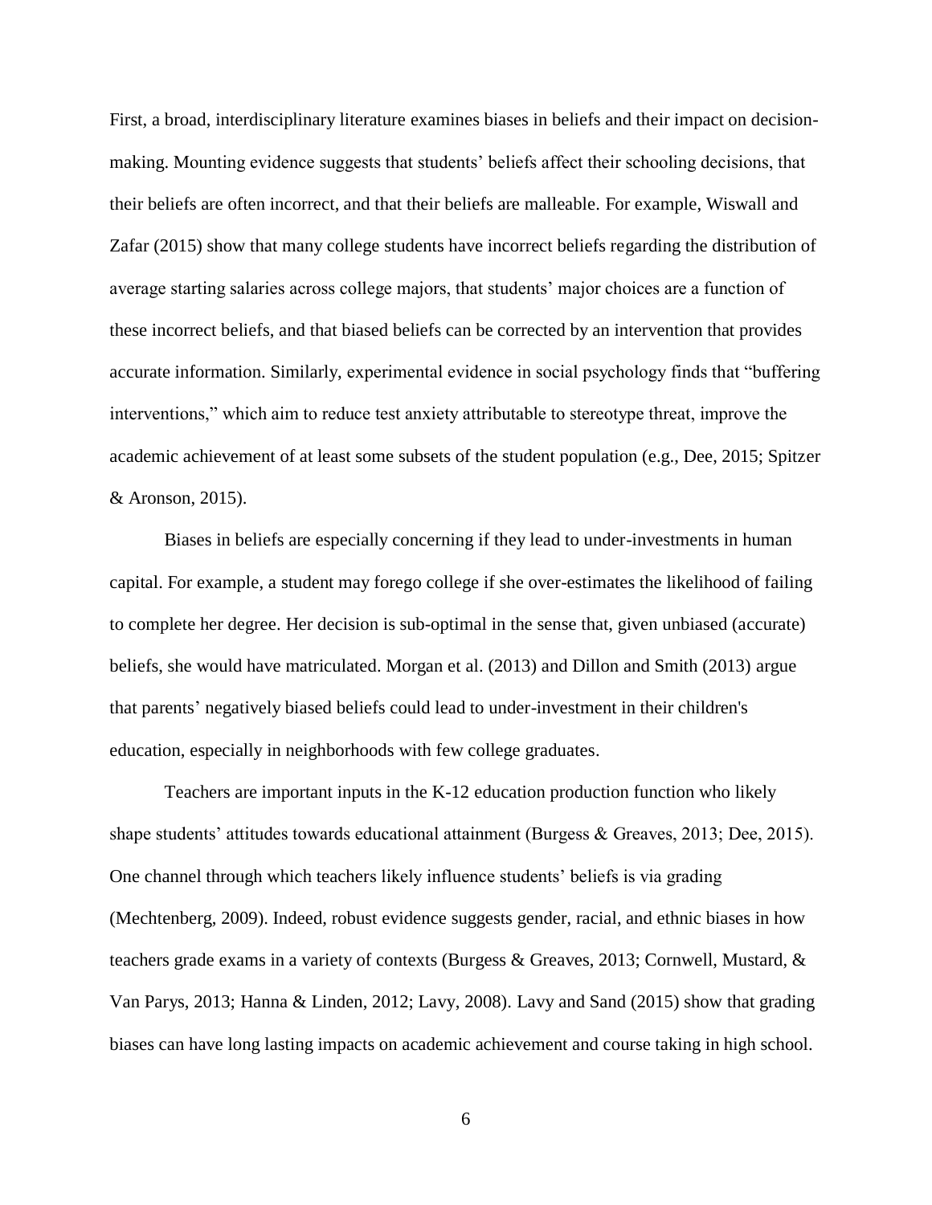First, a broad, interdisciplinary literature examines biases in beliefs and their impact on decision-making. Mounting evidence suggests that students' beliefs affect their schooling decisions, that their beliefs are often incorrect, and that their beliefs are malleable. For example, Wiswall and Zafar (2015) show that many college students have incorrect beliefs regarding the distribution of average starting salaries across college majors, that students' major choices are a function of these incorrect beliefs, and that biased beliefs can be corrected by an intervention that provides accurate information. Similarly, experimental evidence in social psychology finds that "buffering interventions," which aim to reduce test anxiety attributable to stereotype threat, improve the academic achievement of at least some subsets of the student population (e.g., Dee, 2015; Spitzer & Aronson, 2015).

Biases in beliefs are especially concerning if they lead to under-investments in human capital. For example, a student may forego college if she over-estimates the likelihood of failing to complete her degree. Her decision is sub-optimal in the sense that, given unbiased (accurate) beliefs, she would have matriculated. Morgan et al. (2013) and Dillon and Smith (2013) argue that parents' negatively biased beliefs could lead to under-investment in their children's education, especially in neighborhoods with few college graduates.

Teachers are important inputs in the K-12 education production function who likely shape students' attitudes towards educational attainment (Burgess & Greaves, 2013; Dee, 2015). One channel through which teachers likely influence students' beliefs is via grading (Mechtenberg, 2009). Indeed, robust evidence suggests gender, racial, and ethnic biases in how teachers grade exams in a variety of contexts (Burgess & Greaves, 2013; Cornwell, Mustard, & Van Parys, 2013; Hanna & Linden, 2012; Lavy, 2008). Lavy and Sand (2015) show that grading biases can have long lasting impacts on academic achievement and course taking in high school.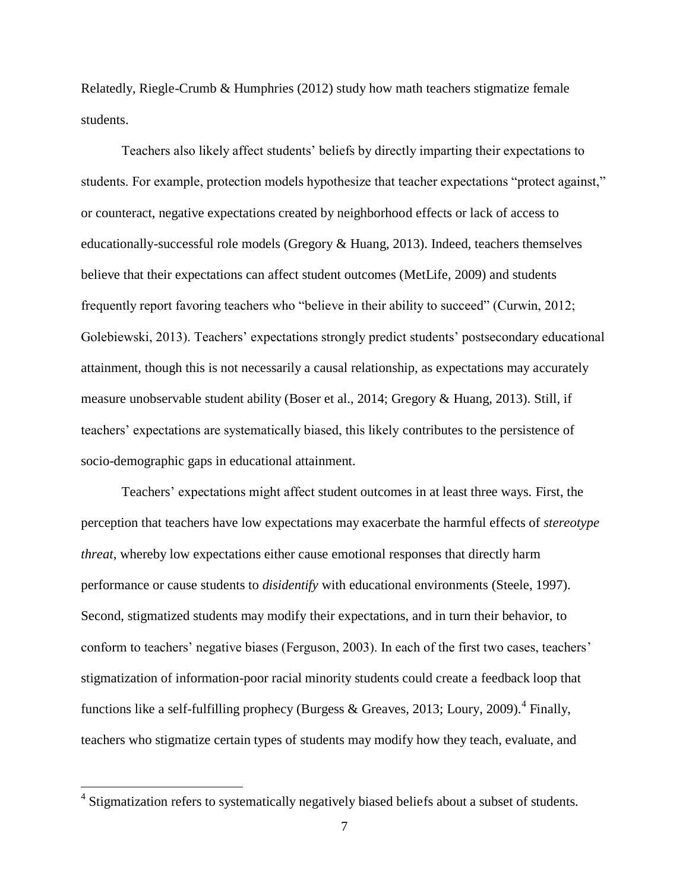Relatedly, Riegle-Crumb & Humphries (2012) study how math teachers stigmatize female students.

Teachers also likely affect students' beliefs by directly imparting their expectations to students. For example, protection models hypothesize that teacher expectations "protect against," or counteract, negative expectations created by neighborhood effects or lack of access to educationally-successful role models (Gregory & Huang, 2013). Indeed, teachers themselves believe that their expectations can affect student outcomes (MetLife, 2009) and students frequently report favoring teachers who "believe in their ability to succeed" (Curwin, 2012; Golebiewski, 2013). Teachers' expectations strongly predict students' postsecondary educational attainment, though this is not necessarily a causal relationship, as expectations may accurately measure unobservable student ability (Boser et al., 2014; Gregory & Huang, 2013). Still, if teachers' expectations are systematically biased, this likely contributes to the persistence of socio-demographic gaps in educational attainment.

Teachers' expectations might affect student outcomes in at least three ways. First, the perception that teachers have low expectations may exacerbate the harmful effects of *stereotype threat*, whereby low expectations either cause emotional responses that directly harm performance or cause students to *disidentify* with educational environments (Steele, 1997). Second, stigmatized students may modify their expectations, and in turn their behavior, to conform to teachers' negative biases (Ferguson, 2003). In each of the first two cases, teachers' stigmatization of information-poor racial minority students could create a feedback loop that functions like a self-fulfilling prophecy (Burgess & Greaves, 2013; Loury, 2009).[4] Finally, teachers who stigmatize certain types of students may modify how they teach, evaluate, and

[4] Stigmatization refers to systematically negatively biased beliefs about a subset of students.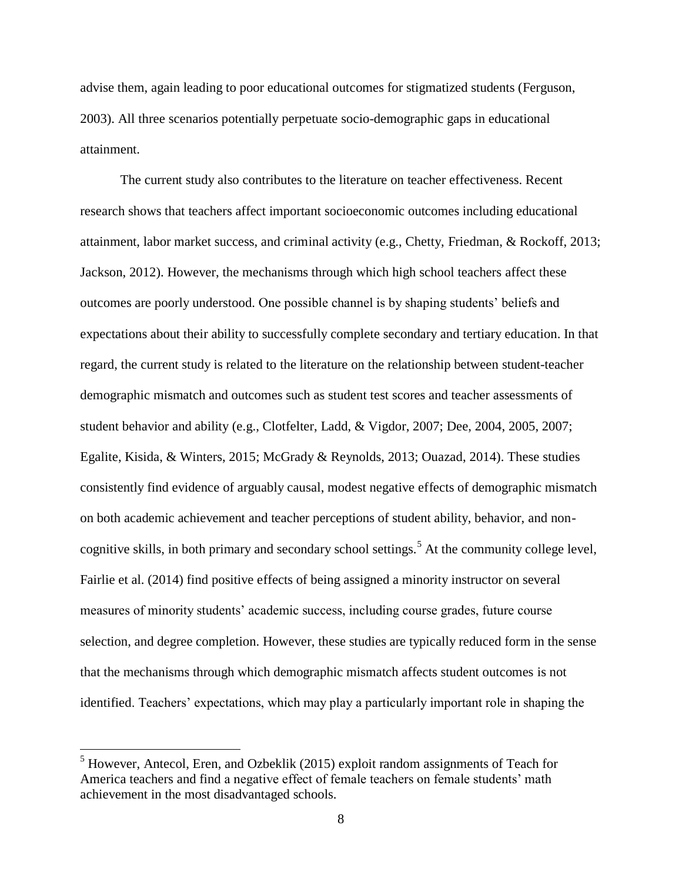advise them, again leading to poor educational outcomes for stigmatized students (Ferguson, 2003). All three scenarios potentially perpetuate socio-demographic gaps in educational attainment.

The current study also contributes to the literature on teacher effectiveness. Recent research shows that teachers affect important socioeconomic outcomes including educational attainment, labor market success, and criminal activity (e.g., Chetty, Friedman, & Rockoff, 2013; Jackson, 2012). However, the mechanisms through which high school teachers affect these outcomes are poorly understood. One possible channel is by shaping students' beliefs and expectations about their ability to successfully complete secondary and tertiary education. In that regard, the current study is related to the literature on the relationship between student-teacher demographic mismatch and outcomes such as student test scores and teacher assessments of student behavior and ability (e.g., Clotfelter, Ladd, & Vigdor, 2007; Dee, 2004, 2005, 2007; Egalite, Kisida, & Winters, 2015; McGrady & Reynolds, 2013; Ouazad, 2014). These studies consistently find evidence of arguably causal, modest negative effects of demographic mismatch on both academic achievement and teacher perceptions of student ability, behavior, and non-cognitive skills, in both primary and secondary school settings.[5] At the community college level, Fairlie et al. (2014) find positive effects of being assigned a minority instructor on several measures of minority students' academic success, including course grades, future course selection, and degree completion. However, these studies are typically reduced form in the sense that the mechanisms through which demographic mismatch affects student outcomes is not identified. Teachers' expectations, which may play a particularly important role in shaping the

[5] However, Antecol, Eren, and Ozbeklik (2015) exploit random assignments of Teach for America teachers and find a negative effect of female teachers on female students' math achievement in the most disadvantaged schools.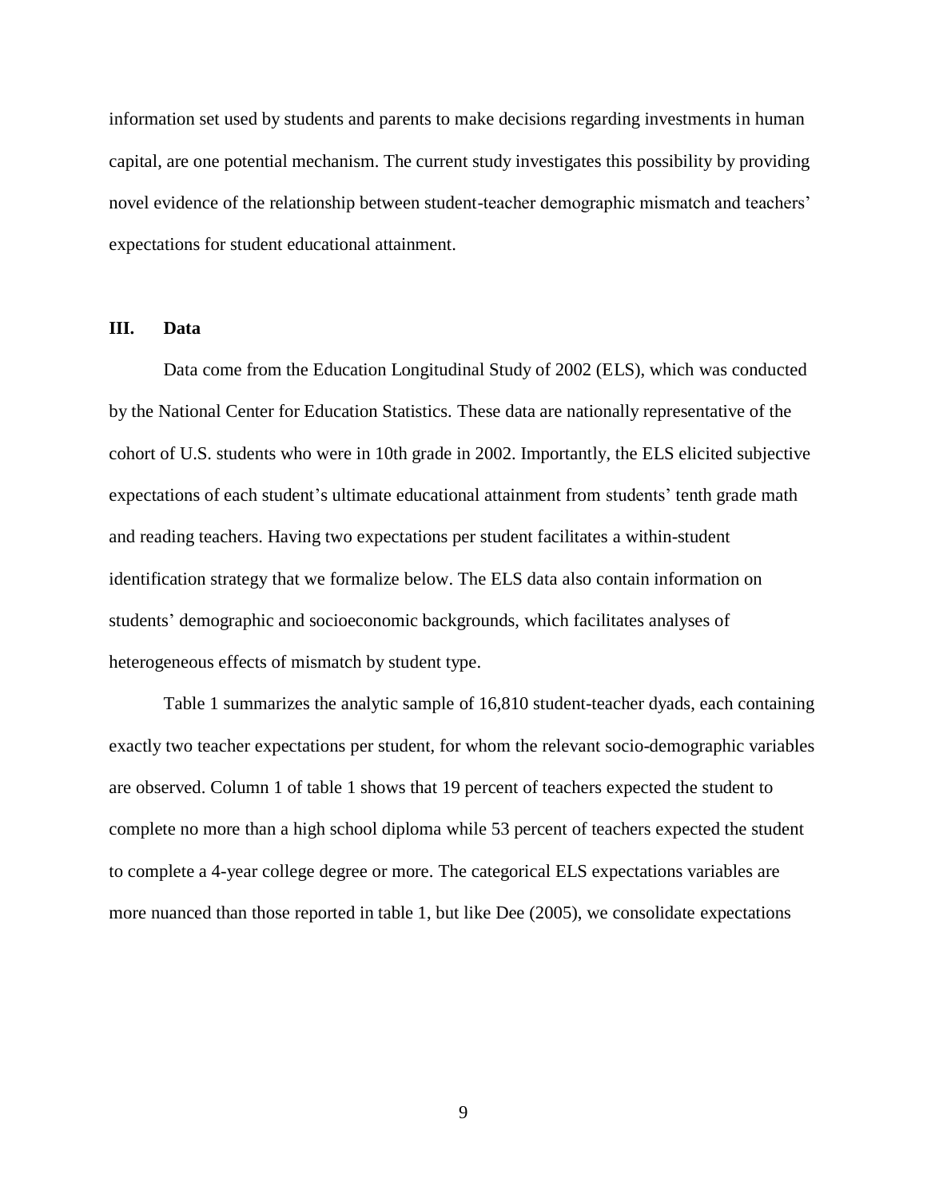information set used by students and parents to make decisions regarding investments in human capital, are one potential mechanism. The current study investigates this possibility by providing novel evidence of the relationship between student-teacher demographic mismatch and teachers' expectations for student educational attainment.

## III. Data

Data come from the Education Longitudinal Study of 2002 (ELS), which was conducted by the National Center for Education Statistics. These data are nationally representative of the cohort of U.S. students who were in 10th grade in 2002. Importantly, the ELS elicited subjective expectations of each student's ultimate educational attainment from students' tenth grade math and reading teachers. Having two expectations per student facilitates a within-student identification strategy that we formalize below. The ELS data also contain information on students' demographic and socioeconomic backgrounds, which facilitates analyses of heterogeneous effects of mismatch by student type.

Table 1 summarizes the analytic sample of 16,810 student-teacher dyads, each containing exactly two teacher expectations per student, for whom the relevant socio-demographic variables are observed. Column 1 of table 1 shows that 19 percent of teachers expected the student to complete no more than a high school diploma while 53 percent of teachers expected the student to complete a 4-year college degree or more. The categorical ELS expectations variables are more nuanced than those reported in table 1, but like Dee (2005), we consolidate expectations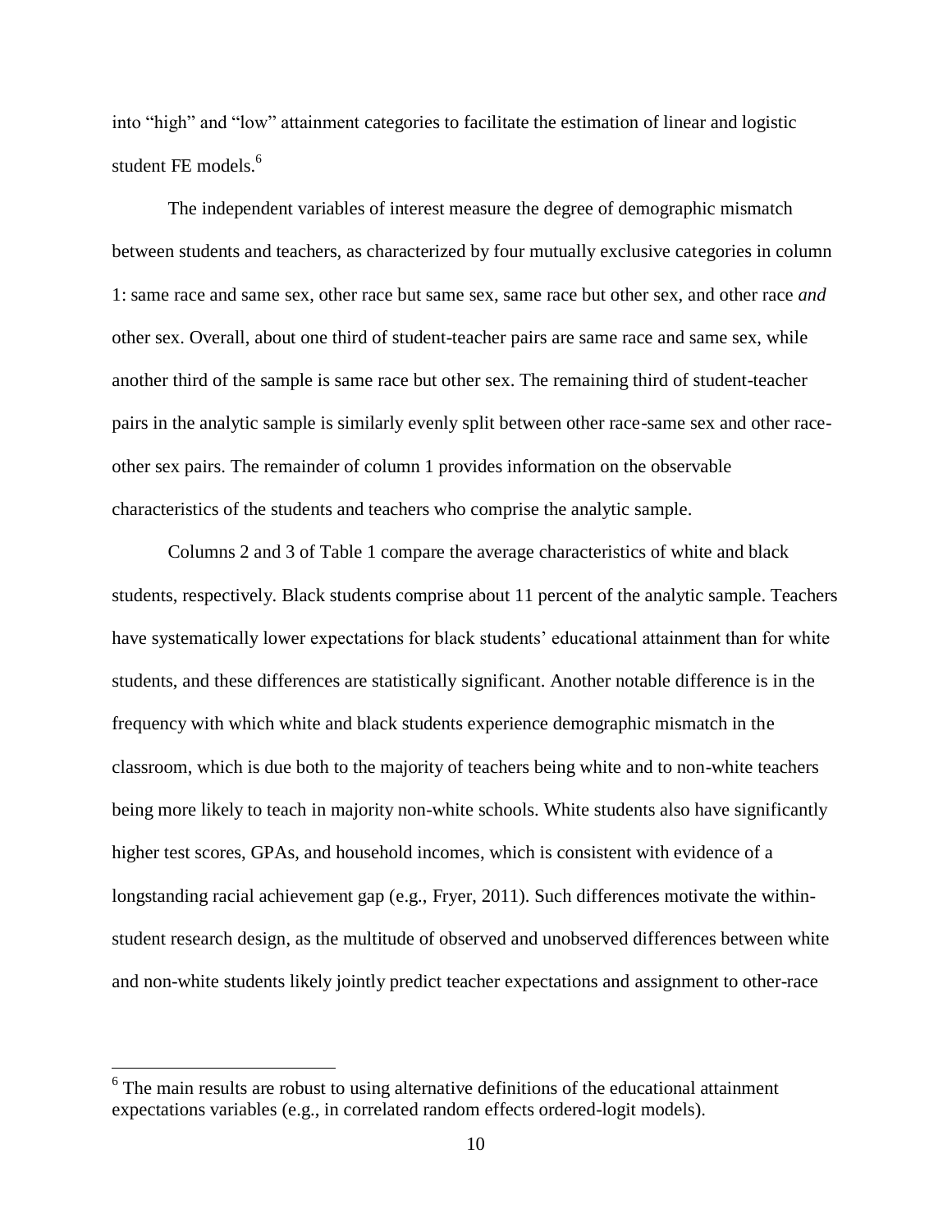into "high" and "low" attainment categories to facilitate the estimation of linear and logistic student FE models.[6]

The independent variables of interest measure the degree of demographic mismatch between students and teachers, as characterized by four mutually exclusive categories in column 1: same race and same sex, other race but same sex, same race but other sex, and other race *and* other sex. Overall, about one third of student-teacher pairs are same race and same sex, while another third of the sample is same race but other sex. The remaining third of student-teacher pairs in the analytic sample is similarly evenly split between other race-same sex and other race-other sex pairs. The remainder of column 1 provides information on the observable characteristics of the students and teachers who comprise the analytic sample.

Columns 2 and 3 of Table 1 compare the average characteristics of white and black students, respectively. Black students comprise about 11 percent of the analytic sample. Teachers have systematically lower expectations for black students' educational attainment than for white students, and these differences are statistically significant. Another notable difference is in the frequency with which white and black students experience demographic mismatch in the classroom, which is due both to the majority of teachers being white and to non-white teachers being more likely to teach in majority non-white schools. White students also have significantly higher test scores, GPAs, and household incomes, which is consistent with evidence of a longstanding racial achievement gap (e.g., Fryer, 2011). Such differences motivate the within-student research design, as the multitude of observed and unobserved differences between white and non-white students likely jointly predict teacher expectations and assignment to other-race

[6] The main results are robust to using alternative definitions of the educational attainment expectations variables (e.g., in correlated random effects ordered-logit models).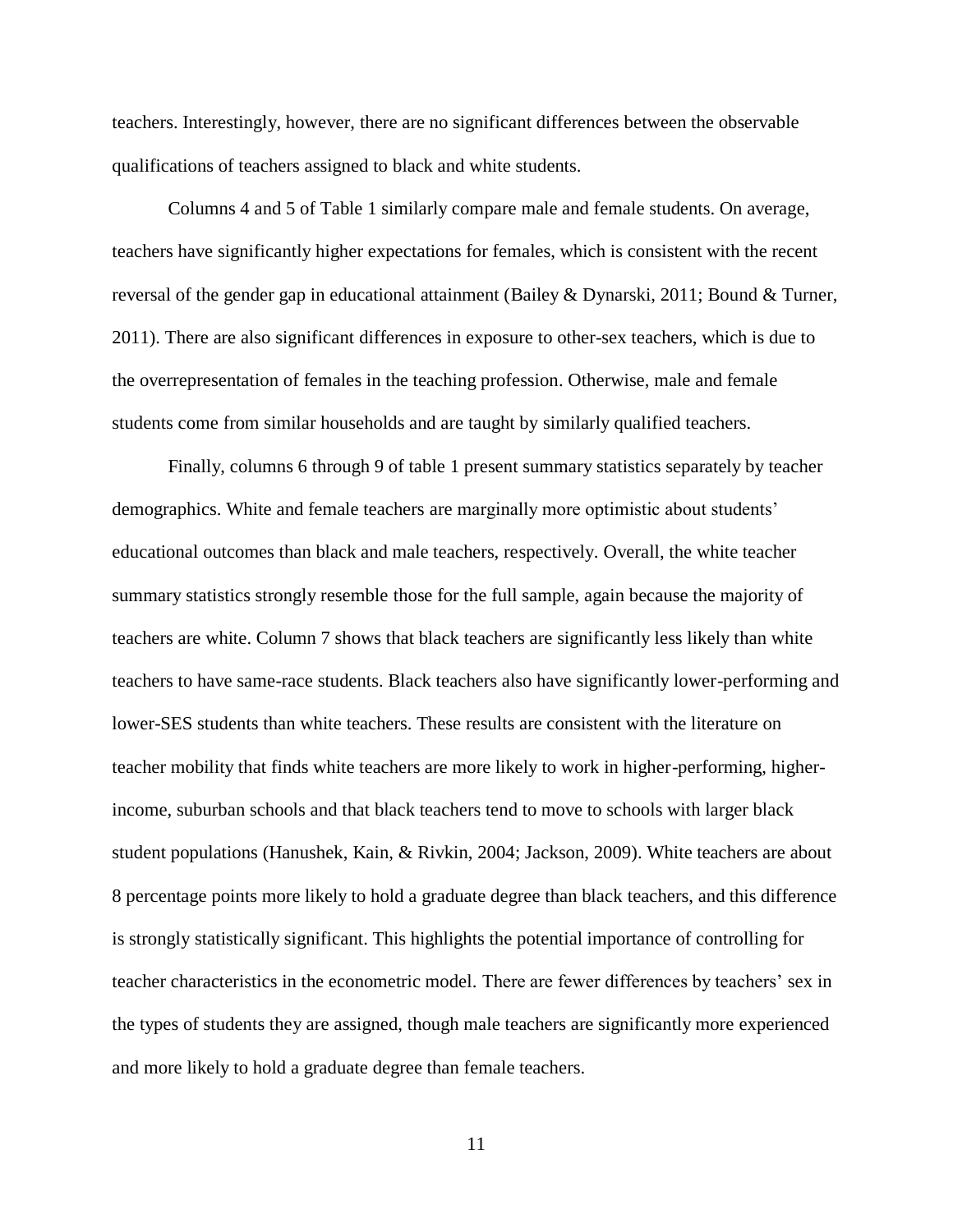teachers. Interestingly, however, there are no significant differences between the observable qualifications of teachers assigned to black and white students.

Columns 4 and 5 of Table 1 similarly compare male and female students. On average, teachers have significantly higher expectations for females, which is consistent with the recent reversal of the gender gap in educational attainment (Bailey & Dynarski, 2011; Bound & Turner, 2011). There are also significant differences in exposure to other-sex teachers, which is due to the overrepresentation of females in the teaching profession. Otherwise, male and female students come from similar households and are taught by similarly qualified teachers.

Finally, columns 6 through 9 of table 1 present summary statistics separately by teacher demographics. White and female teachers are marginally more optimistic about students' educational outcomes than black and male teachers, respectively. Overall, the white teacher summary statistics strongly resemble those for the full sample, again because the majority of teachers are white. Column 7 shows that black teachers are significantly less likely than white teachers to have same-race students. Black teachers also have significantly lower-performing and lower-SES students than white teachers. These results are consistent with the literature on teacher mobility that finds white teachers are more likely to work in higher-performing, higher-income, suburban schools and that black teachers tend to move to schools with larger black student populations (Hanushek, Kain, & Rivkin, 2004; Jackson, 2009). White teachers are about 8 percentage points more likely to hold a graduate degree than black teachers, and this difference is strongly statistically significant. This highlights the potential importance of controlling for teacher characteristics in the econometric model. There are fewer differences by teachers' sex in the types of students they are assigned, though male teachers are significantly more experienced and more likely to hold a graduate degree than female teachers.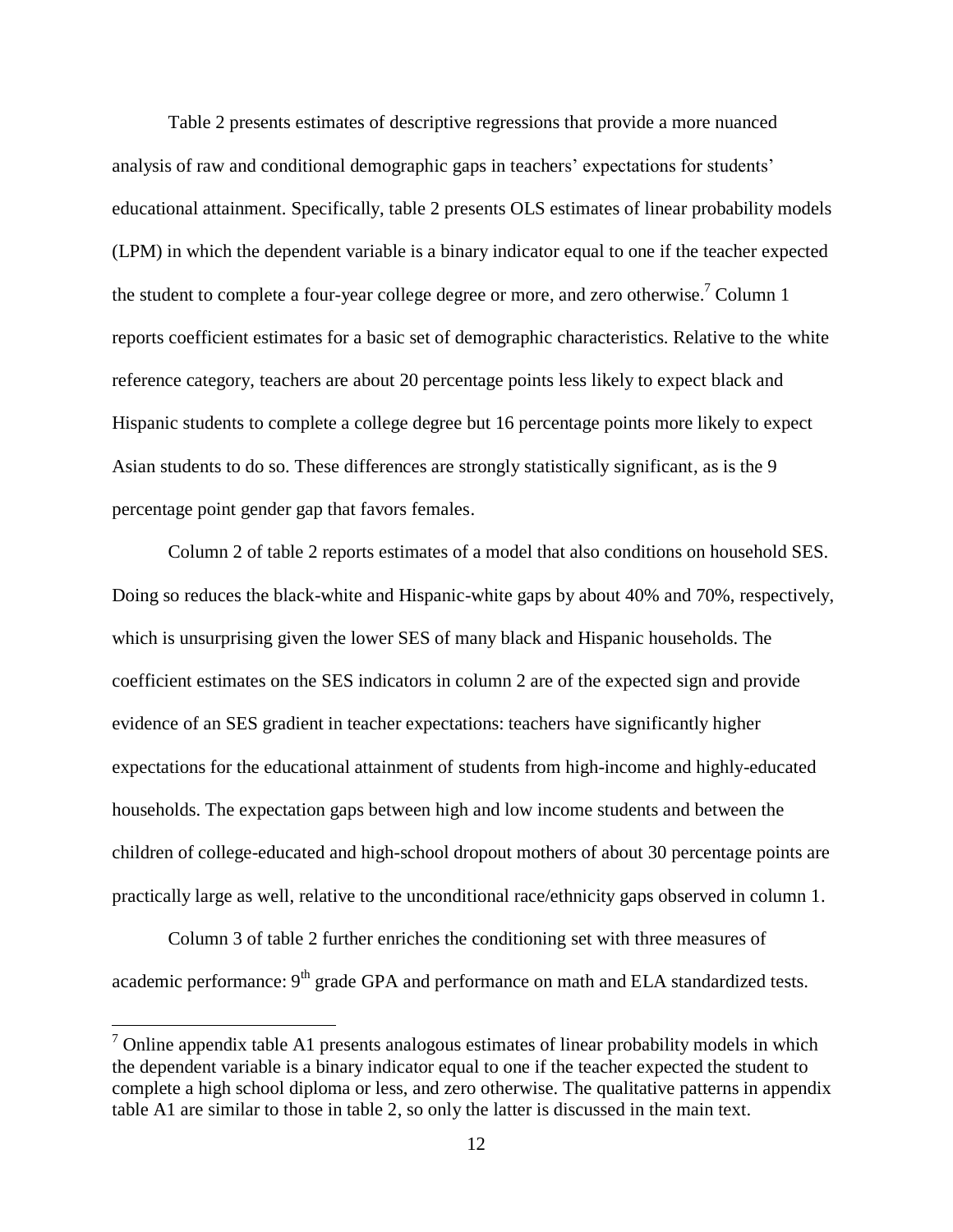Table 2 presents estimates of descriptive regressions that provide a more nuanced analysis of raw and conditional demographic gaps in teachers' expectations for students' educational attainment. Specifically, table 2 presents OLS estimates of linear probability models (LPM) in which the dependent variable is a binary indicator equal to one if the teacher expected the student to complete a four-year college degree or more, and zero otherwise.[7] Column 1 reports coefficient estimates for a basic set of demographic characteristics. Relative to the white reference category, teachers are about 20 percentage points less likely to expect black and Hispanic students to complete a college degree but 16 percentage points more likely to expect Asian students to do so. These differences are strongly statistically significant, as is the 9 percentage point gender gap that favors females.

Column 2 of table 2 reports estimates of a model that also conditions on household SES. Doing so reduces the black-white and Hispanic-white gaps by about 40% and 70%, respectively, which is unsurprising given the lower SES of many black and Hispanic households. The coefficient estimates on the SES indicators in column 2 are of the expected sign and provide evidence of an SES gradient in teacher expectations: teachers have significantly higher expectations for the educational attainment of students from high-income and highly-educated households. The expectation gaps between high and low income students and between the children of college-educated and high-school dropout mothers of about 30 percentage points are practically large as well, relative to the unconditional race/ethnicity gaps observed in column 1.

Column 3 of table 2 further enriches the conditioning set with three measures of academic performance: 9th grade GPA and performance on math and ELA standardized tests.

[7] Online appendix table A1 presents analogous estimates of linear probability models in which the dependent variable is a binary indicator equal to one if the teacher expected the student to complete a high school diploma or less, and zero otherwise. The qualitative patterns in appendix table A1 are similar to those in table 2, so only the latter is discussed in the main text.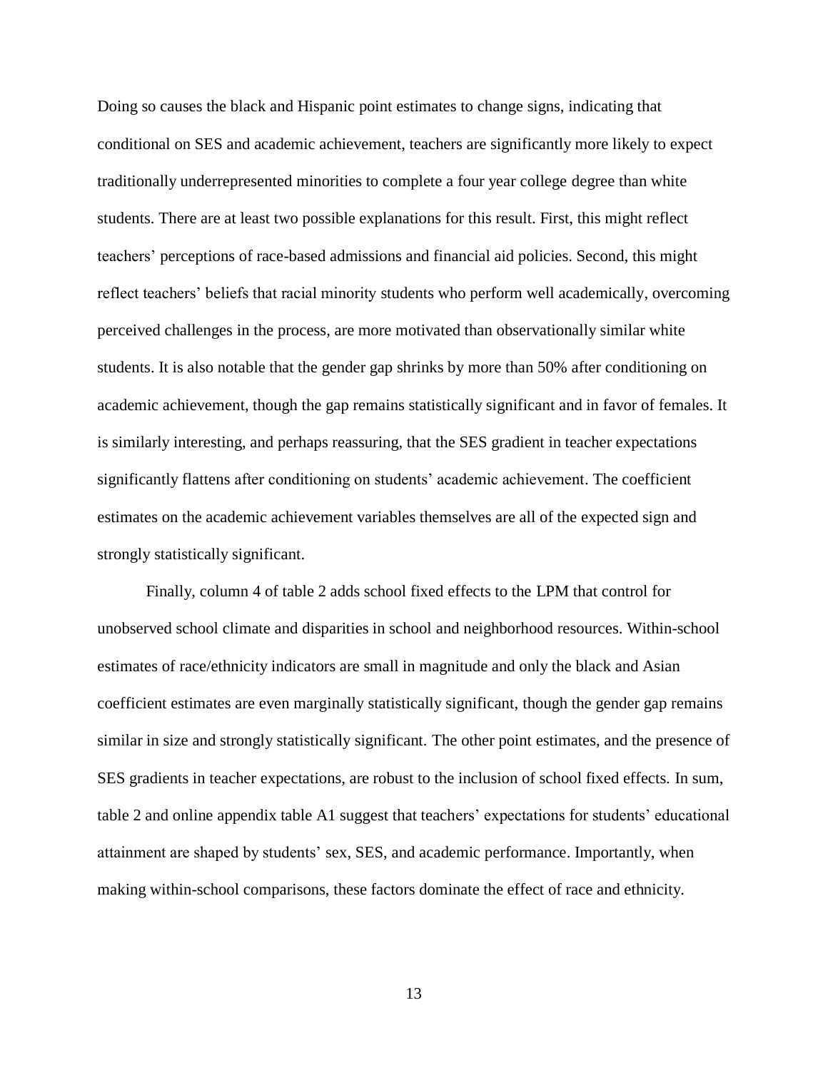Doing so causes the black and Hispanic point estimates to change signs, indicating that conditional on SES and academic achievement, teachers are significantly more likely to expect traditionally underrepresented minorities to complete a four year college degree than white students. There are at least two possible explanations for this result. First, this might reflect teachers' perceptions of race-based admissions and financial aid policies. Second, this might reflect teachers' beliefs that racial minority students who perform well academically, overcoming perceived challenges in the process, are more motivated than observationally similar white students. It is also notable that the gender gap shrinks by more than 50% after conditioning on academic achievement, though the gap remains statistically significant and in favor of females. It is similarly interesting, and perhaps reassuring, that the SES gradient in teacher expectations significantly flattens after conditioning on students' academic achievement. The coefficient estimates on the academic achievement variables themselves are all of the expected sign and strongly statistically significant.

Finally, column 4 of table 2 adds school fixed effects to the LPM that control for unobserved school climate and disparities in school and neighborhood resources. Within-school estimates of race/ethnicity indicators are small in magnitude and only the black and Asian coefficient estimates are even marginally statistically significant, though the gender gap remains similar in size and strongly statistically significant. The other point estimates, and the presence of SES gradients in teacher expectations, are robust to the inclusion of school fixed effects. In sum, table 2 and online appendix table A1 suggest that teachers' expectations for students' educational attainment are shaped by students' sex, SES, and academic performance. Importantly, when making within-school comparisons, these factors dominate the effect of race and ethnicity.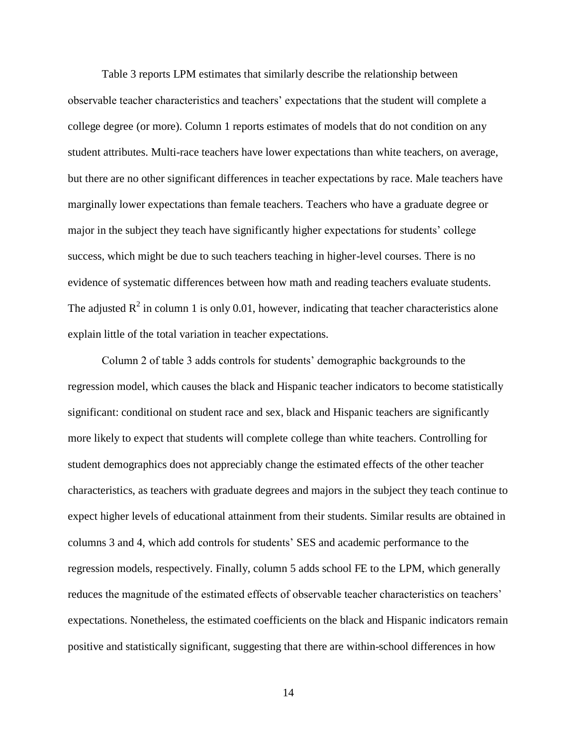Table 3 reports LPM estimates that similarly describe the relationship between observable teacher characteristics and teachers' expectations that the student will complete a college degree (or more). Column 1 reports estimates of models that do not condition on any student attributes. Multi-race teachers have lower expectations than white teachers, on average, but there are no other significant differences in teacher expectations by race. Male teachers have marginally lower expectations than female teachers. Teachers who have a graduate degree or major in the subject they teach have significantly higher expectations for students' college success, which might be due to such teachers teaching in higher-level courses. There is no evidence of systematic differences between how math and reading teachers evaluate students. The adjusted $R^2$ in column 1 is only 0.01, however, indicating that teacher characteristics alone explain little of the total variation in teacher expectations.

Column 2 of table 3 adds controls for students' demographic backgrounds to the regression model, which causes the black and Hispanic teacher indicators to become statistically significant: conditional on student race and sex, black and Hispanic teachers are significantly more likely to expect that students will complete college than white teachers. Controlling for student demographics does not appreciably change the estimated effects of the other teacher characteristics, as teachers with graduate degrees and majors in the subject they teach continue to expect higher levels of educational attainment from their students. Similar results are obtained in columns 3 and 4, which add controls for students' SES and academic performance to the regression models, respectively. Finally, column 5 adds school FE to the LPM, which generally reduces the magnitude of the estimated effects of observable teacher characteristics on teachers' expectations. Nonetheless, the estimated coefficients on the black and Hispanic indicators remain positive and statistically significant, suggesting that there are within-school differences in how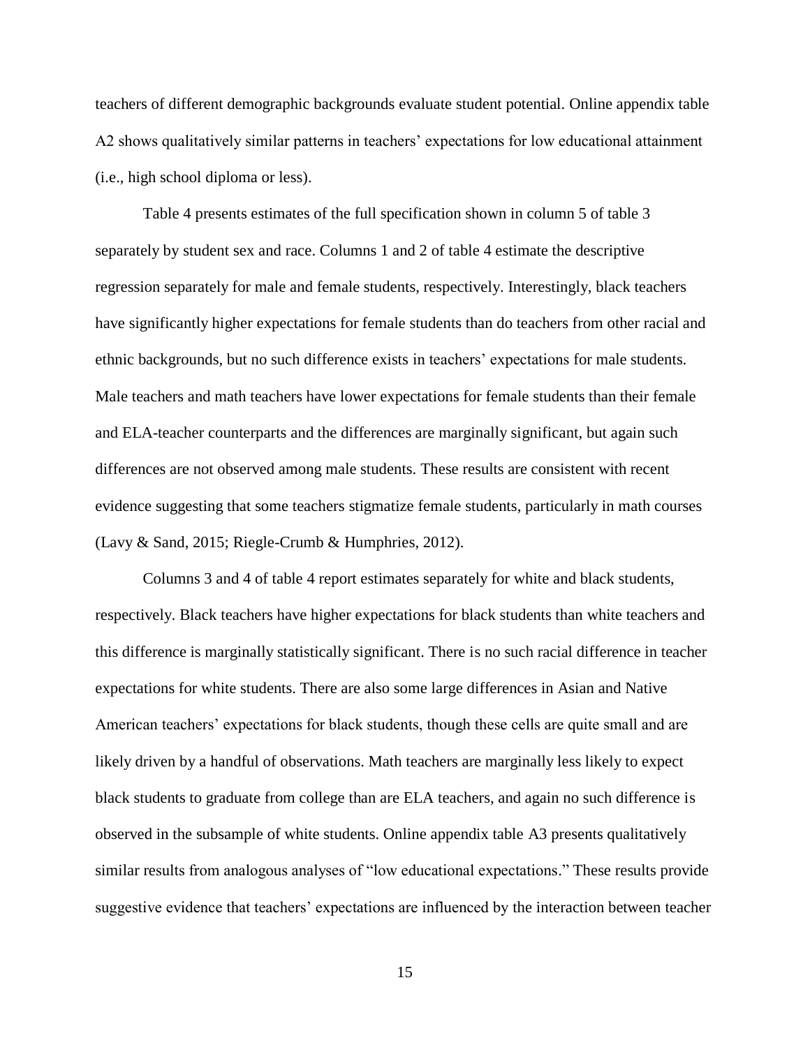teachers of different demographic backgrounds evaluate student potential. Online appendix table A2 shows qualitatively similar patterns in teachers' expectations for low educational attainment (i.e., high school diploma or less).

Table 4 presents estimates of the full specification shown in column 5 of table 3 separately by student sex and race. Columns 1 and 2 of table 4 estimate the descriptive regression separately for male and female students, respectively. Interestingly, black teachers have significantly higher expectations for female students than do teachers from other racial and ethnic backgrounds, but no such difference exists in teachers' expectations for male students. Male teachers and math teachers have lower expectations for female students than their female and ELA-teacher counterparts and the differences are marginally significant, but again such differences are not observed among male students. These results are consistent with recent evidence suggesting that some teachers stigmatize female students, particularly in math courses (Lavy & Sand, 2015; Riegle-Crumb & Humphries, 2012).

Columns 3 and 4 of table 4 report estimates separately for white and black students, respectively. Black teachers have higher expectations for black students than white teachers and this difference is marginally statistically significant. There is no such racial difference in teacher expectations for white students. There are also some large differences in Asian and Native American teachers' expectations for black students, though these cells are quite small and are likely driven by a handful of observations. Math teachers are marginally less likely to expect black students to graduate from college than are ELA teachers, and again no such difference is observed in the subsample of white students. Online appendix table A3 presents qualitatively similar results from analogous analyses of "low educational expectations." These results provide suggestive evidence that teachers' expectations are influenced by the interaction between teacher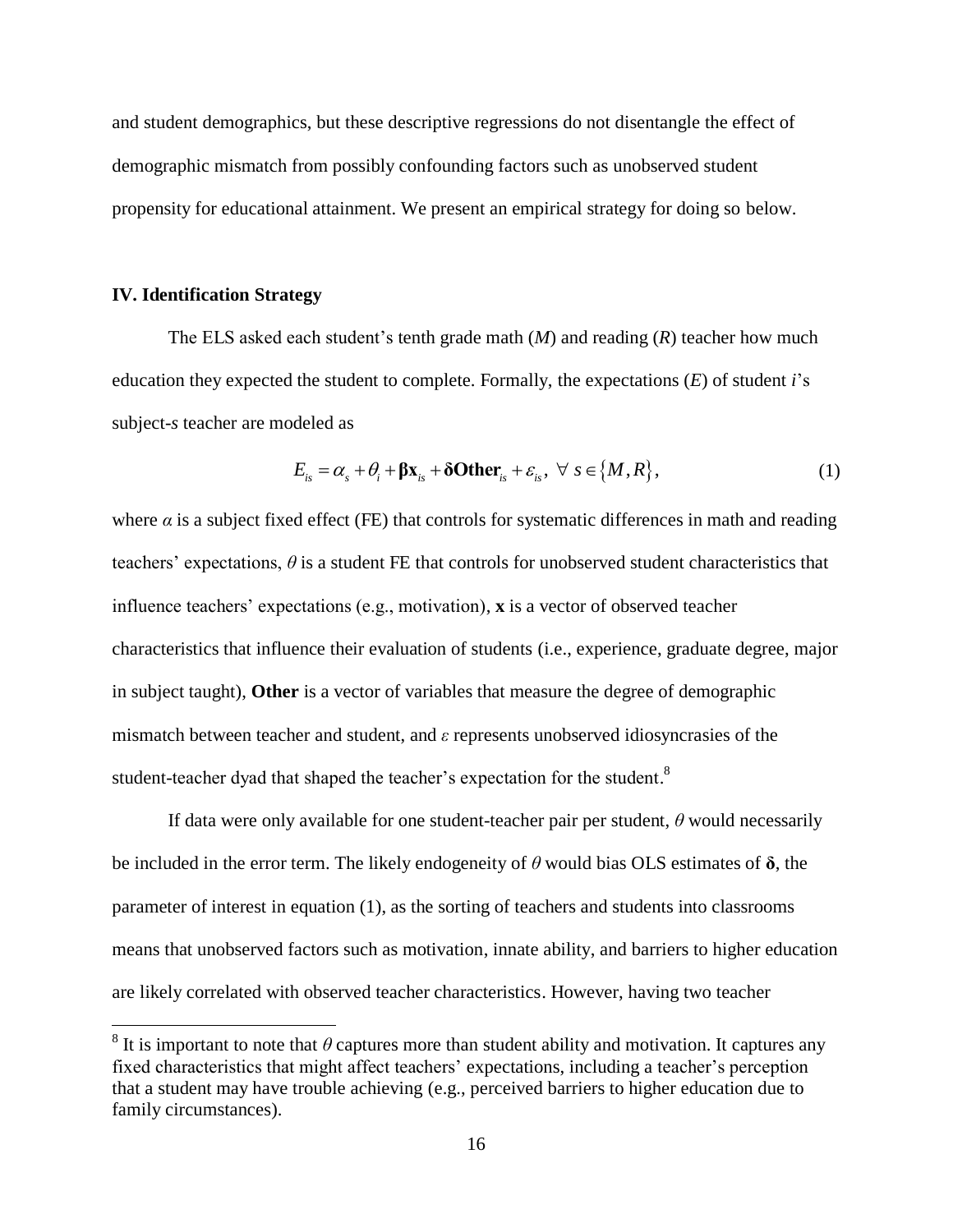and student demographics, but these descriptive regressions do not disentangle the effect of demographic mismatch from possibly confounding factors such as unobserved student propensity for educational attainment. We present an empirical strategy for doing so below.

## IV. Identification Strategy

The ELS asked each student's tenth grade math ($M$) and reading ($R$) teacher how much education they expected the student to complete. Formally, the expectations ($E$) of student $i$'s subject-$s$ teacher are modeled as

$$E_{is} = \alpha_s + \theta_i + \boldsymbol{\beta}\mathbf{x}_{is} + \boldsymbol{\delta}\mathbf{Other}_{is} + \varepsilon_{is},\ \forall\ s \in \{M, R\}, \tag{1}$$

where $\alpha$ is a subject fixed effect (FE) that controls for systematic differences in math and reading teachers' expectations, $\theta$ is a student FE that controls for unobserved student characteristics that influence teachers' expectations (e.g., motivation), $\mathbf{x}$ is a vector of observed teacher characteristics that influence their evaluation of students (i.e., experience, graduate degree, major in subject taught), **Other** is a vector of variables that measure the degree of demographic mismatch between teacher and student, and $\varepsilon$ represents unobserved idiosyncrasies of the student-teacher dyad that shaped the teacher's expectation for the student.[8]

If data were only available for one student-teacher pair per student, $\theta$ would necessarily be included in the error term. The likely endogeneity of $\theta$ would bias OLS estimates of $\boldsymbol{\delta}$, the parameter of interest in equation (1), as the sorting of teachers and students into classrooms means that unobserved factors such as motivation, innate ability, and barriers to higher education are likely correlated with observed teacher characteristics. However, having two teacher

[8] It is important to note that $\theta$ captures more than student ability and motivation. It captures any fixed characteristics that might affect teachers' expectations, including a teacher's perception that a student may have trouble achieving (e.g., perceived barriers to higher education due to family circumstances).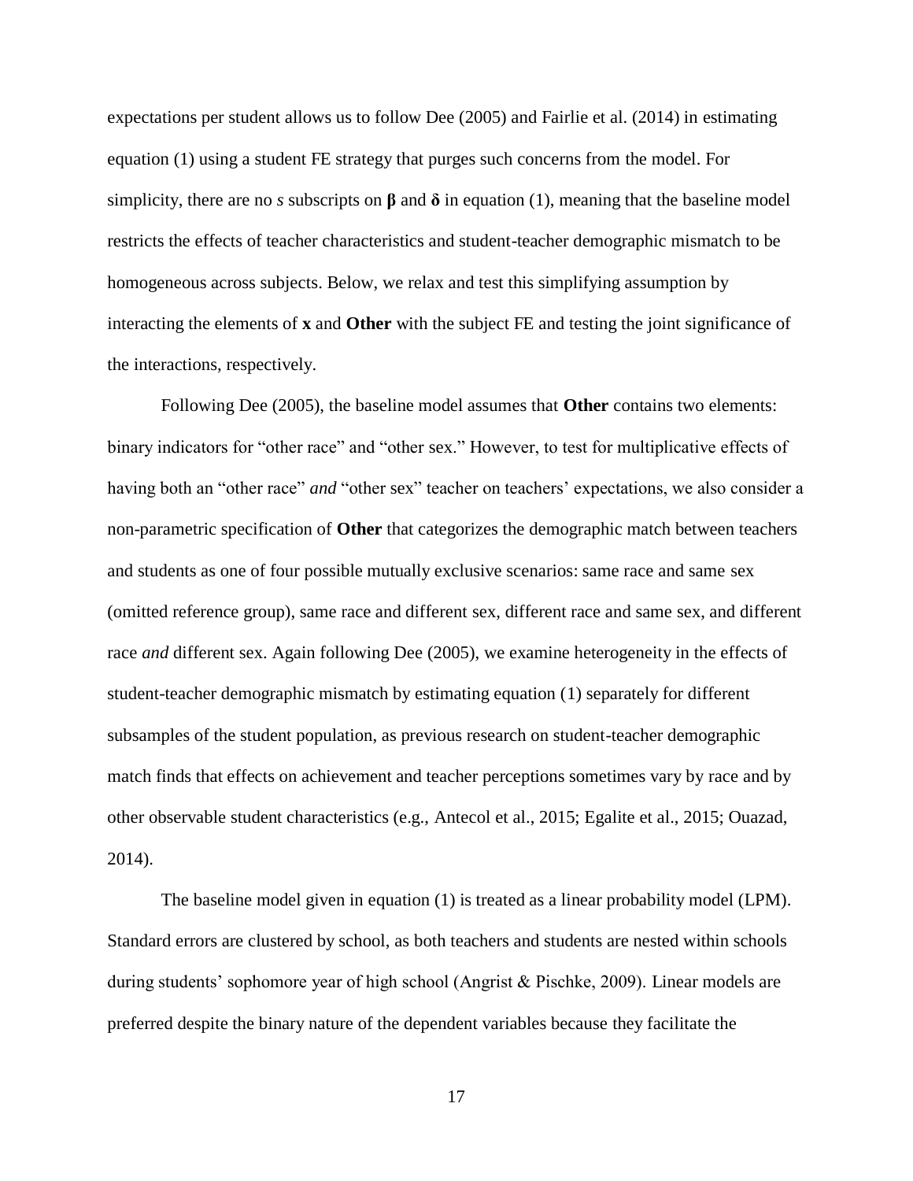expectations per student allows us to follow Dee (2005) and Fairlie et al. (2014) in estimating equation (1) using a student FE strategy that purges such concerns from the model. For simplicity, there are no $s$ subscripts on $\boldsymbol{\beta}$ and $\boldsymbol{\delta}$ in equation (1), meaning that the baseline model restricts the effects of teacher characteristics and student-teacher demographic mismatch to be homogeneous across subjects. Below, we relax and test this simplifying assumption by interacting the elements of $\mathbf{x}$ and **Other** with the subject FE and testing the joint significance of the interactions, respectively.

Following Dee (2005), the baseline model assumes that **Other** contains two elements: binary indicators for "other race" and "other sex." However, to test for multiplicative effects of having both an "other race" *and* "other sex" teacher on teachers' expectations, we also consider a non-parametric specification of **Other** that categorizes the demographic match between teachers and students as one of four possible mutually exclusive scenarios: same race and same sex (omitted reference group), same race and different sex, different race and same sex, and different race *and* different sex. Again following Dee (2005), we examine heterogeneity in the effects of student-teacher demographic mismatch by estimating equation (1) separately for different subsamples of the student population, as previous research on student-teacher demographic match finds that effects on achievement and teacher perceptions sometimes vary by race and by other observable student characteristics (e.g., Antecol et al., 2015; Egalite et al., 2015; Ouazad, 2014).

The baseline model given in equation (1) is treated as a linear probability model (LPM). Standard errors are clustered by school, as both teachers and students are nested within schools during students' sophomore year of high school (Angrist & Pischke, 2009). Linear models are preferred despite the binary nature of the dependent variables because they facilitate the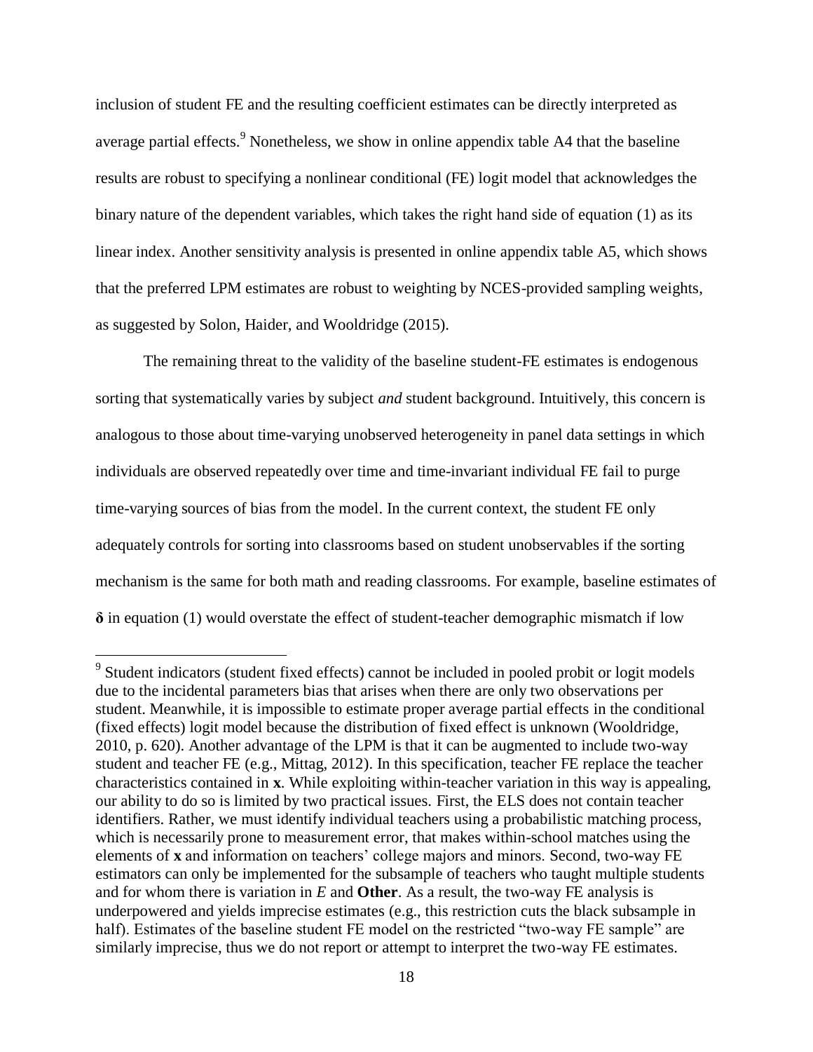inclusion of student FE and the resulting coefficient estimates can be directly interpreted as average partial effects.[9] Nonetheless, we show in online appendix table A4 that the baseline results are robust to specifying a nonlinear conditional (FE) logit model that acknowledges the binary nature of the dependent variables, which takes the right hand side of equation (1) as its linear index. Another sensitivity analysis is presented in online appendix table A5, which shows that the preferred LPM estimates are robust to weighting by NCES-provided sampling weights, as suggested by Solon, Haider, and Wooldridge (2015).

The remaining threat to the validity of the baseline student-FE estimates is endogenous sorting that systematically varies by subject *and* student background. Intuitively, this concern is analogous to those about time-varying unobserved heterogeneity in panel data settings in which individuals are observed repeatedly over time and time-invariant individual FE fail to purge time-varying sources of bias from the model. In the current context, the student FE only adequately controls for sorting into classrooms based on student unobservables if the sorting mechanism is the same for both math and reading classrooms. For example, baseline estimates of $\boldsymbol{\delta}$ in equation (1) would overstate the effect of student-teacher demographic mismatch if low

[9] Student indicators (student fixed effects) cannot be included in pooled probit or logit models due to the incidental parameters bias that arises when there are only two observations per student. Meanwhile, it is impossible to estimate proper average partial effects in the conditional (fixed effects) logit model because the distribution of fixed effect is unknown (Wooldridge, 2010, p. 620). Another advantage of the LPM is that it can be augmented to include two-way student and teacher FE (e.g., Mittag, 2012). In this specification, teacher FE replace the teacher characteristics contained in $\mathbf{x}$. While exploiting within-teacher variation in this way is appealing, our ability to do so is limited by two practical issues. First, the ELS does not contain teacher identifiers. Rather, we must identify individual teachers using a probabilistic matching process, which is necessarily prone to measurement error, that makes within-school matches using the elements of $\mathbf{x}$ and information on teachers' college majors and minors. Second, two-way FE estimators can only be implemented for the subsample of teachers who taught multiple students and for whom there is variation in $E$ and $\mathbf{Other}$. As a result, the two-way FE analysis is underpowered and yields imprecise estimates (e.g., this restriction cuts the black subsample in half). Estimates of the baseline student FE model on the restricted "two-way FE sample" are similarly imprecise, thus we do not report or attempt to interpret the two-way FE estimates.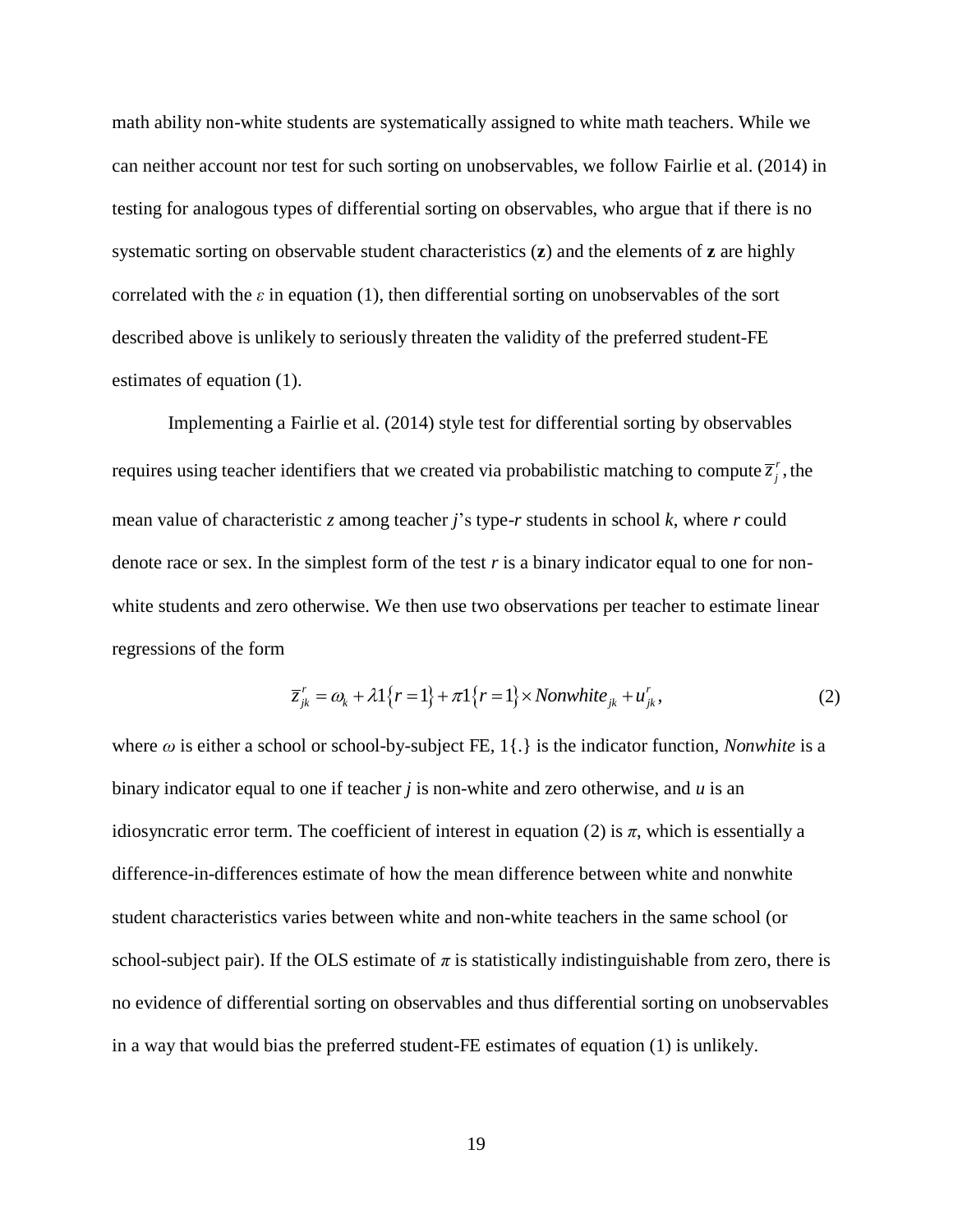math ability non-white students are systematically assigned to white math teachers. While we can neither account nor test for such sorting on unobservables, we follow Fairlie et al. (2014) in testing for analogous types of differential sorting on observables, who argue that if there is no systematic sorting on observable student characteristics (**z**) and the elements of **z** are highly correlated with the $\varepsilon$ in equation (1), then differential sorting on unobservables of the sort described above is unlikely to seriously threaten the validity of the preferred student-FE estimates of equation (1).

Implementing a Fairlie et al. (2014) style test for differential sorting by observables requires using teacher identifiers that we created via probabilistic matching to compute $\overline{z}_j^r$, the mean value of characteristic *z* among teacher *j*'s type-*r* students in school *k*, where *r* could denote race or sex. In the simplest form of the test *r* is a binary indicator equal to one for non-white students and zero otherwise. We then use two observations per teacher to estimate linear regressions of the form

$$\overline{z}_{jk}^r = \omega_k + \lambda 1\{r=1\} + \pi 1\{r=1\} \times Nonwhite_{jk} + u_{jk}^r, \tag{2}$$

where $\omega$ is either a school or school-by-subject FE, 1{.} is the indicator function, *Nonwhite* is a binary indicator equal to one if teacher *j* is non-white and zero otherwise, and *u* is an idiosyncratic error term. The coefficient of interest in equation (2) is $\pi$, which is essentially a difference-in-differences estimate of how the mean difference between white and nonwhite student characteristics varies between white and non-white teachers in the same school (or school-subject pair). If the OLS estimate of $\pi$ is statistically indistinguishable from zero, there is no evidence of differential sorting on observables and thus differential sorting on unobservables in a way that would bias the preferred student-FE estimates of equation (1) is unlikely.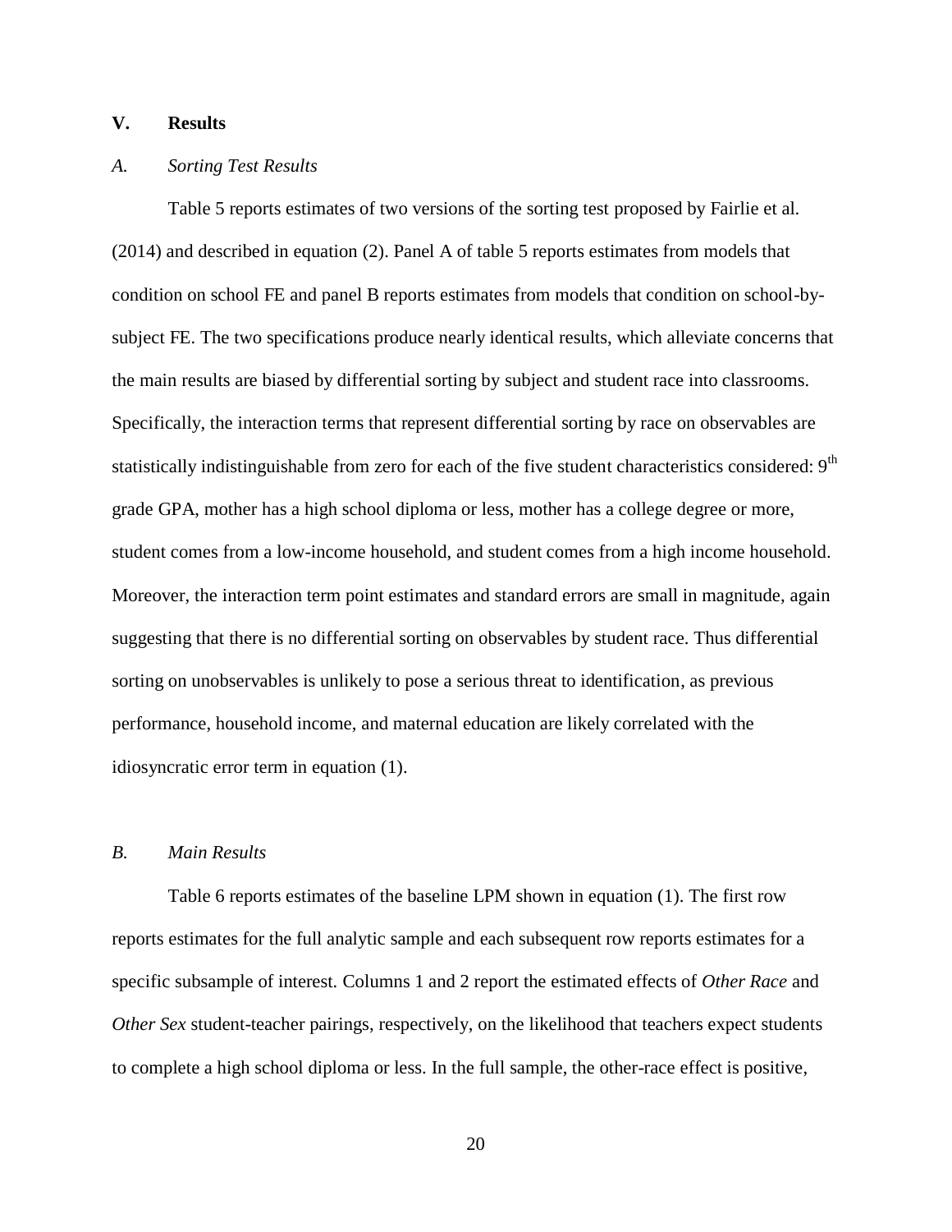## V. Results

### *A. Sorting Test Results*

Table 5 reports estimates of two versions of the sorting test proposed by Fairlie et al. (2014) and described in equation (2). Panel A of table 5 reports estimates from models that condition on school FE and panel B reports estimates from models that condition on school-by-subject FE. The two specifications produce nearly identical results, which alleviate concerns that the main results are biased by differential sorting by subject and student race into classrooms. Specifically, the interaction terms that represent differential sorting by race on observables are statistically indistinguishable from zero for each of the five student characteristics considered: 9$^{th}$ grade GPA, mother has a high school diploma or less, mother has a college degree or more, student comes from a low-income household, and student comes from a high income household. Moreover, the interaction term point estimates and standard errors are small in magnitude, again suggesting that there is no differential sorting on observables by student race. Thus differential sorting on unobservables is unlikely to pose a serious threat to identification, as previous performance, household income, and maternal education are likely correlated with the idiosyncratic error term in equation (1).

### *B. Main Results*

Table 6 reports estimates of the baseline LPM shown in equation (1). The first row reports estimates for the full analytic sample and each subsequent row reports estimates for a specific subsample of interest. Columns 1 and 2 report the estimated effects of *Other Race* and *Other Sex* student-teacher pairings, respectively, on the likelihood that teachers expect students to complete a high school diploma or less. In the full sample, the other-race effect is positive,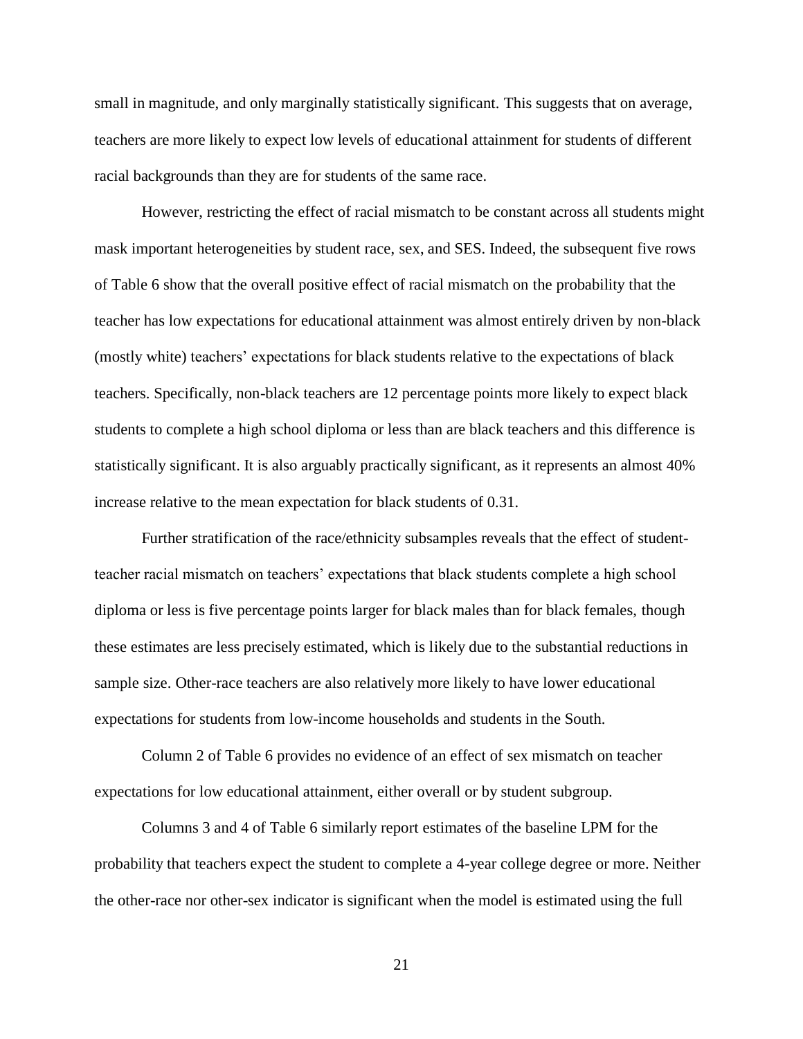small in magnitude, and only marginally statistically significant. This suggests that on average, teachers are more likely to expect low levels of educational attainment for students of different racial backgrounds than they are for students of the same race.

However, restricting the effect of racial mismatch to be constant across all students might mask important heterogeneities by student race, sex, and SES. Indeed, the subsequent five rows of Table 6 show that the overall positive effect of racial mismatch on the probability that the teacher has low expectations for educational attainment was almost entirely driven by non-black (mostly white) teachers' expectations for black students relative to the expectations of black teachers. Specifically, non-black teachers are 12 percentage points more likely to expect black students to complete a high school diploma or less than are black teachers and this difference is statistically significant. It is also arguably practically significant, as it represents an almost 40% increase relative to the mean expectation for black students of 0.31.

Further stratification of the race/ethnicity subsamples reveals that the effect of student-teacher racial mismatch on teachers' expectations that black students complete a high school diploma or less is five percentage points larger for black males than for black females, though these estimates are less precisely estimated, which is likely due to the substantial reductions in sample size. Other-race teachers are also relatively more likely to have lower educational expectations for students from low-income households and students in the South.

Column 2 of Table 6 provides no evidence of an effect of sex mismatch on teacher expectations for low educational attainment, either overall or by student subgroup.

Columns 3 and 4 of Table 6 similarly report estimates of the baseline LPM for the probability that teachers expect the student to complete a 4-year college degree or more. Neither the other-race nor other-sex indicator is significant when the model is estimated using the full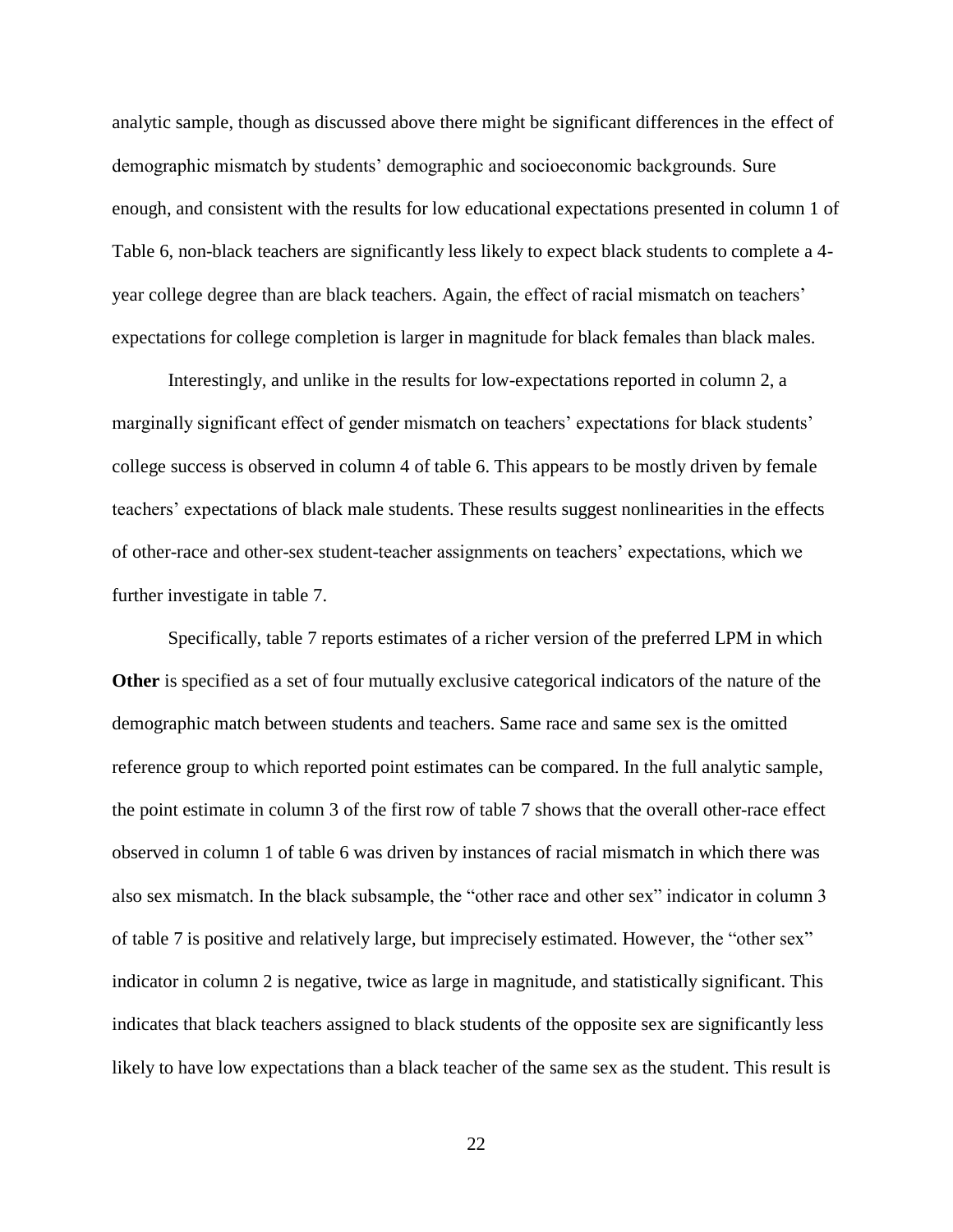analytic sample, though as discussed above there might be significant differences in the effect of demographic mismatch by students' demographic and socioeconomic backgrounds. Sure enough, and consistent with the results for low educational expectations presented in column 1 of Table 6, non-black teachers are significantly less likely to expect black students to complete a 4-year college degree than are black teachers. Again, the effect of racial mismatch on teachers' expectations for college completion is larger in magnitude for black females than black males.

Interestingly, and unlike in the results for low-expectations reported in column 2, a marginally significant effect of gender mismatch on teachers' expectations for black students' college success is observed in column 4 of table 6. This appears to be mostly driven by female teachers' expectations of black male students. These results suggest nonlinearities in the effects of other-race and other-sex student-teacher assignments on teachers' expectations, which we further investigate in table 7.

Specifically, table 7 reports estimates of a richer version of the preferred LPM in which **Other** is specified as a set of four mutually exclusive categorical indicators of the nature of the demographic match between students and teachers. Same race and same sex is the omitted reference group to which reported point estimates can be compared. In the full analytic sample, the point estimate in column 3 of the first row of table 7 shows that the overall other-race effect observed in column 1 of table 6 was driven by instances of racial mismatch in which there was also sex mismatch. In the black subsample, the "other race and other sex" indicator in column 3 of table 7 is positive and relatively large, but imprecisely estimated. However, the "other sex" indicator in column 2 is negative, twice as large in magnitude, and statistically significant. This indicates that black teachers assigned to black students of the opposite sex are significantly less likely to have low expectations than a black teacher of the same sex as the student. This result is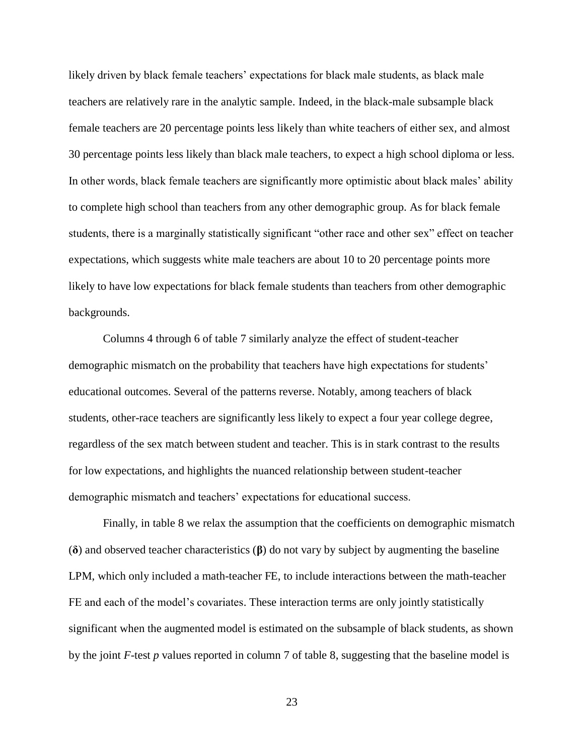likely driven by black female teachers' expectations for black male students, as black male teachers are relatively rare in the analytic sample. Indeed, in the black-male subsample black female teachers are 20 percentage points less likely than white teachers of either sex, and almost 30 percentage points less likely than black male teachers, to expect a high school diploma or less. In other words, black female teachers are significantly more optimistic about black males' ability to complete high school than teachers from any other demographic group. As for black female students, there is a marginally statistically significant "other race and other sex" effect on teacher expectations, which suggests white male teachers are about 10 to 20 percentage points more likely to have low expectations for black female students than teachers from other demographic backgrounds.

Columns 4 through 6 of table 7 similarly analyze the effect of student-teacher demographic mismatch on the probability that teachers have high expectations for students' educational outcomes. Several of the patterns reverse. Notably, among teachers of black students, other-race teachers are significantly less likely to expect a four year college degree, regardless of the sex match between student and teacher. This is in stark contrast to the results for low expectations, and highlights the nuanced relationship between student-teacher demographic mismatch and teachers' expectations for educational success.

Finally, in table 8 we relax the assumption that the coefficients on demographic mismatch ($\boldsymbol{\delta}$) and observed teacher characteristics ($\boldsymbol{\beta}$) do not vary by subject by augmenting the baseline LPM, which only included a math-teacher FE, to include interactions between the math-teacher FE and each of the model's covariates. These interaction terms are only jointly statistically significant when the augmented model is estimated on the subsample of black students, as shown by the joint $F$-test $p$ values reported in column 7 of table 8, suggesting that the baseline model is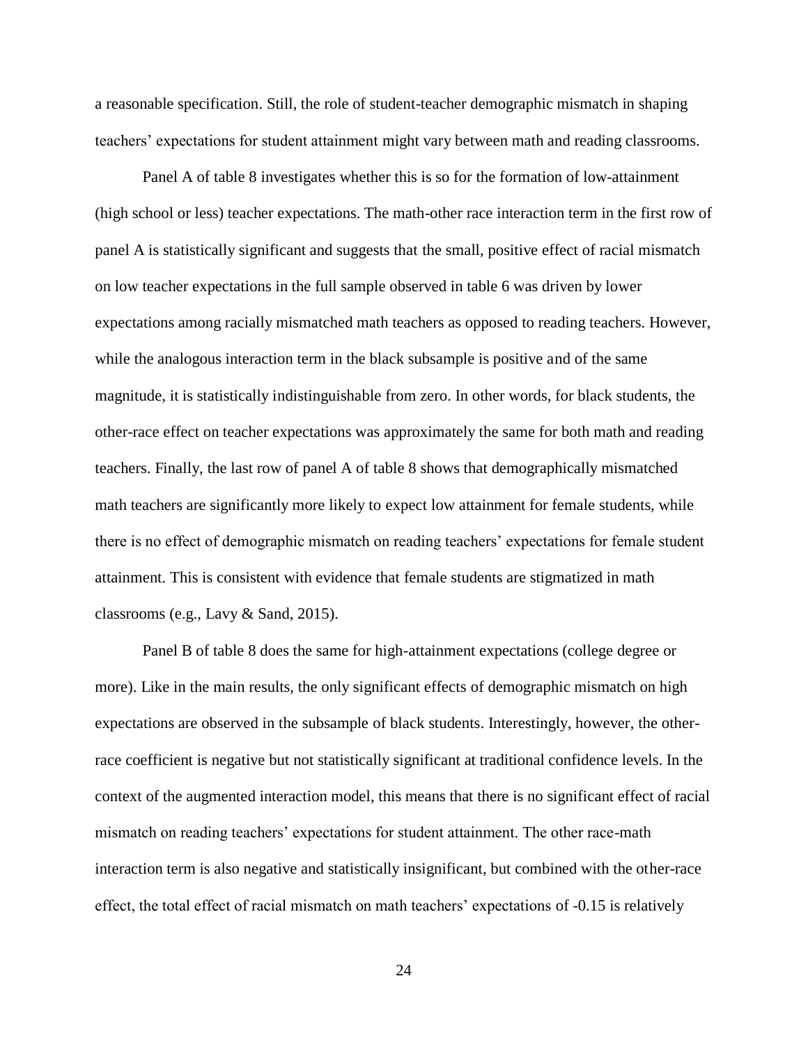a reasonable specification. Still, the role of student-teacher demographic mismatch in shaping teachers' expectations for student attainment might vary between math and reading classrooms.

Panel A of table 8 investigates whether this is so for the formation of low-attainment (high school or less) teacher expectations. The math-other race interaction term in the first row of panel A is statistically significant and suggests that the small, positive effect of racial mismatch on low teacher expectations in the full sample observed in table 6 was driven by lower expectations among racially mismatched math teachers as opposed to reading teachers. However, while the analogous interaction term in the black subsample is positive and of the same magnitude, it is statistically indistinguishable from zero. In other words, for black students, the other-race effect on teacher expectations was approximately the same for both math and reading teachers. Finally, the last row of panel A of table 8 shows that demographically mismatched math teachers are significantly more likely to expect low attainment for female students, while there is no effect of demographic mismatch on reading teachers' expectations for female student attainment. This is consistent with evidence that female students are stigmatized in math classrooms (e.g., Lavy & Sand, 2015).

Panel B of table 8 does the same for high-attainment expectations (college degree or more). Like in the main results, the only significant effects of demographic mismatch on high expectations are observed in the subsample of black students. Interestingly, however, the other-race coefficient is negative but not statistically significant at traditional confidence levels. In the context of the augmented interaction model, this means that there is no significant effect of racial mismatch on reading teachers' expectations for student attainment. The other race-math interaction term is also negative and statistically insignificant, but combined with the other-race effect, the total effect of racial mismatch on math teachers' expectations of -0.15 is relatively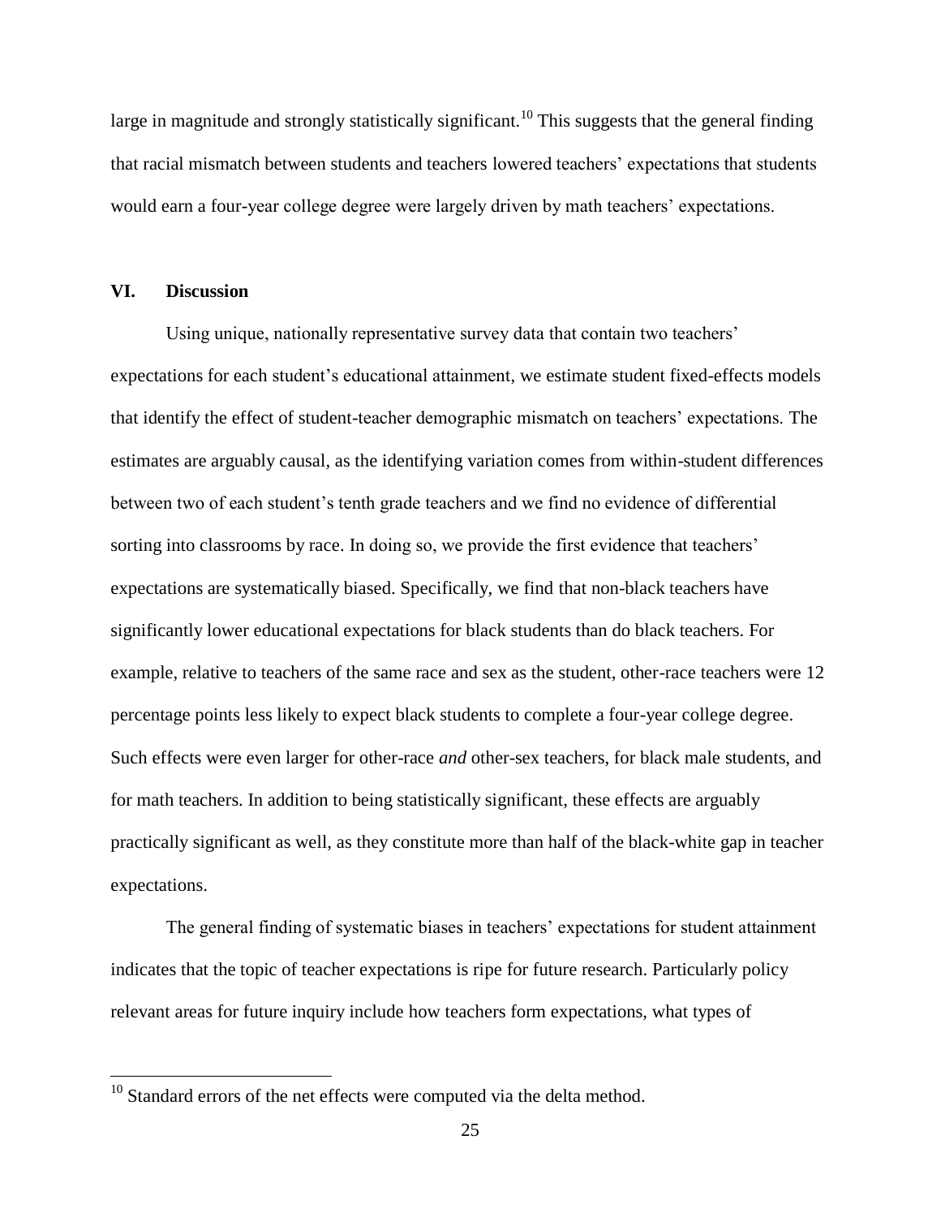large in magnitude and strongly statistically significant.[10] This suggests that the general finding that racial mismatch between students and teachers lowered teachers' expectations that students would earn a four-year college degree were largely driven by math teachers' expectations.

## VI. Discussion

Using unique, nationally representative survey data that contain two teachers' expectations for each student's educational attainment, we estimate student fixed-effects models that identify the effect of student-teacher demographic mismatch on teachers' expectations. The estimates are arguably causal, as the identifying variation comes from within-student differences between two of each student's tenth grade teachers and we find no evidence of differential sorting into classrooms by race. In doing so, we provide the first evidence that teachers' expectations are systematically biased. Specifically, we find that non-black teachers have significantly lower educational expectations for black students than do black teachers. For example, relative to teachers of the same race and sex as the student, other-race teachers were 12 percentage points less likely to expect black students to complete a four-year college degree. Such effects were even larger for other-race *and* other-sex teachers, for black male students, and for math teachers. In addition to being statistically significant, these effects are arguably practically significant as well, as they constitute more than half of the black-white gap in teacher expectations.

The general finding of systematic biases in teachers' expectations for student attainment indicates that the topic of teacher expectations is ripe for future research. Particularly policy relevant areas for future inquiry include how teachers form expectations, what types of

[10] Standard errors of the net effects were computed via the delta method.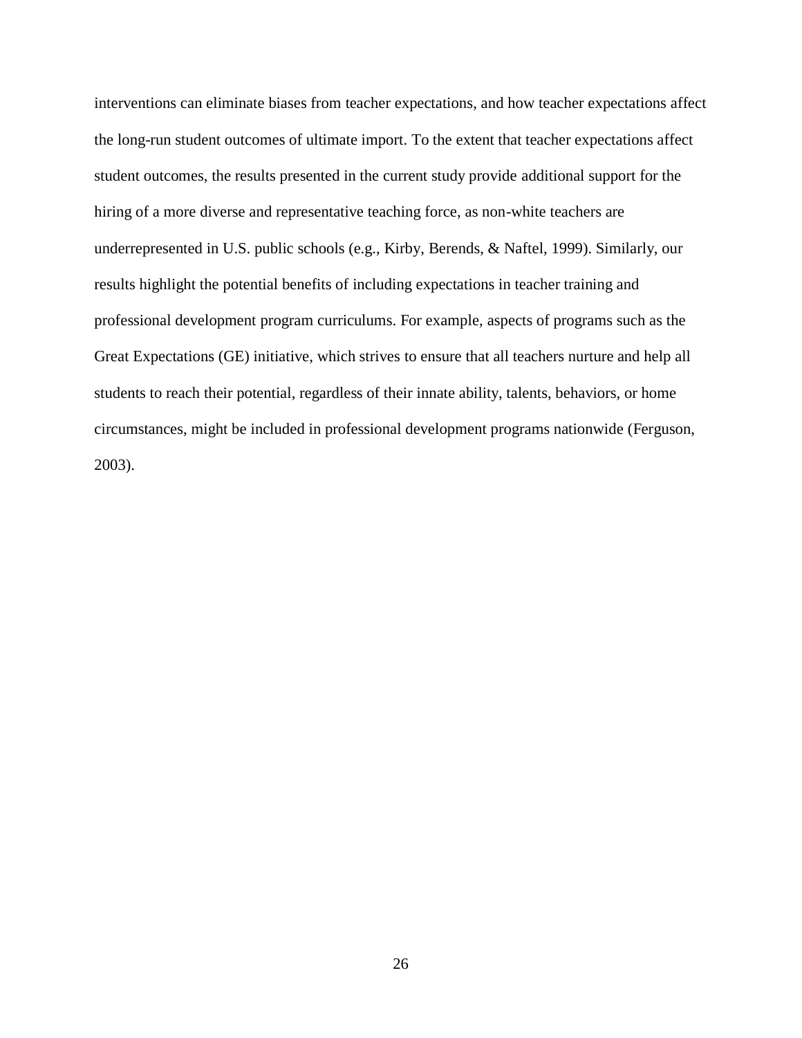interventions can eliminate biases from teacher expectations, and how teacher expectations affect the long-run student outcomes of ultimate import. To the extent that teacher expectations affect student outcomes, the results presented in the current study provide additional support for the hiring of a more diverse and representative teaching force, as non-white teachers are underrepresented in U.S. public schools (e.g., Kirby, Berends, & Naftel, 1999). Similarly, our results highlight the potential benefits of including expectations in teacher training and professional development program curriculums. For example, aspects of programs such as the Great Expectations (GE) initiative, which strives to ensure that all teachers nurture and help all students to reach their potential, regardless of their innate ability, talents, behaviors, or home circumstances, might be included in professional development programs nationwide (Ferguson, 2003).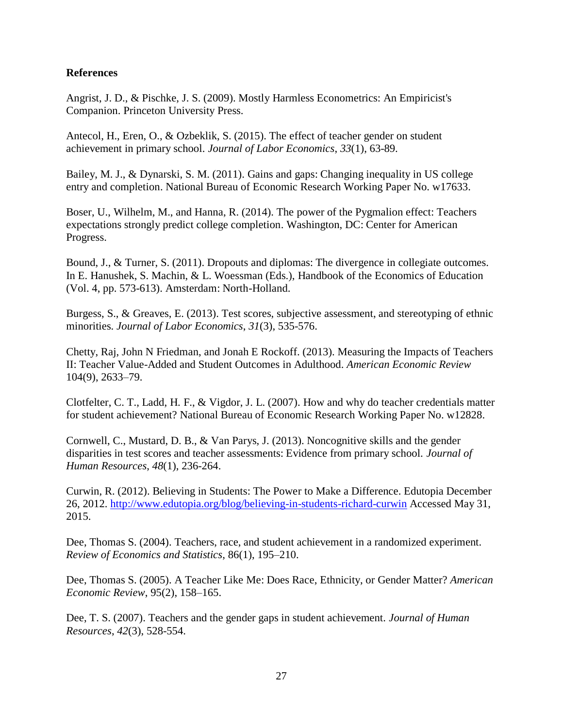**References**

Angrist, J. D., & Pischke, J. S. (2009). Mostly Harmless Econometrics: An Empiricist's Companion. Princeton University Press.

Antecol, H., Eren, O., & Ozbeklik, S. (2015). The effect of teacher gender on student achievement in primary school. *Journal of Labor Economics*, *33*(1), 63-89.

Bailey, M. J., & Dynarski, S. M. (2011). Gains and gaps: Changing inequality in US college entry and completion. National Bureau of Economic Research Working Paper No. w17633.

Boser, U., Wilhelm, M., and Hanna, R. (2014). The power of the Pygmalion effect: Teachers expectations strongly predict college completion. Washington, DC: Center for American Progress.

Bound, J., & Turner, S. (2011). Dropouts and diplomas: The divergence in collegiate outcomes. In E. Hanushek, S. Machin, & L. Woessman (Eds.), Handbook of the Economics of Education (Vol. 4, pp. 573-613). Amsterdam: North-Holland.

Burgess, S., & Greaves, E. (2013). Test scores, subjective assessment, and stereotyping of ethnic minorities. *Journal of Labor Economics*, *31*(3), 535-576.

Chetty, Raj, John N Friedman, and Jonah E Rockoff. (2013). Measuring the Impacts of Teachers II: Teacher Value-Added and Student Outcomes in Adulthood. *American Economic Review* 104(9), 2633–79.

Clotfelter, C. T., Ladd, H. F., & Vigdor, J. L. (2007). How and why do teacher credentials matter for student achievement? National Bureau of Economic Research Working Paper No. w12828.

Cornwell, C., Mustard, D. B., & Van Parys, J. (2013). Noncognitive skills and the gender disparities in test scores and teacher assessments: Evidence from primary school. *Journal of Human Resources*, *48*(1), 236-264.

Curwin, R. (2012). Believing in Students: The Power to Make a Difference. Edutopia December 26, 2012. http://www.edutopia.org/blog/believing-in-students-richard-curwin Accessed May 31, 2015.

Dee, Thomas S. (2004). Teachers, race, and student achievement in a randomized experiment. *Review of Economics and Statistics*, 86(1), 195–210.

Dee, Thomas S. (2005). A Teacher Like Me: Does Race, Ethnicity, or Gender Matter? *American Economic Review*, 95(2), 158–165.

Dee, T. S. (2007). Teachers and the gender gaps in student achievement. *Journal of Human Resources*, *42*(3), 528-554.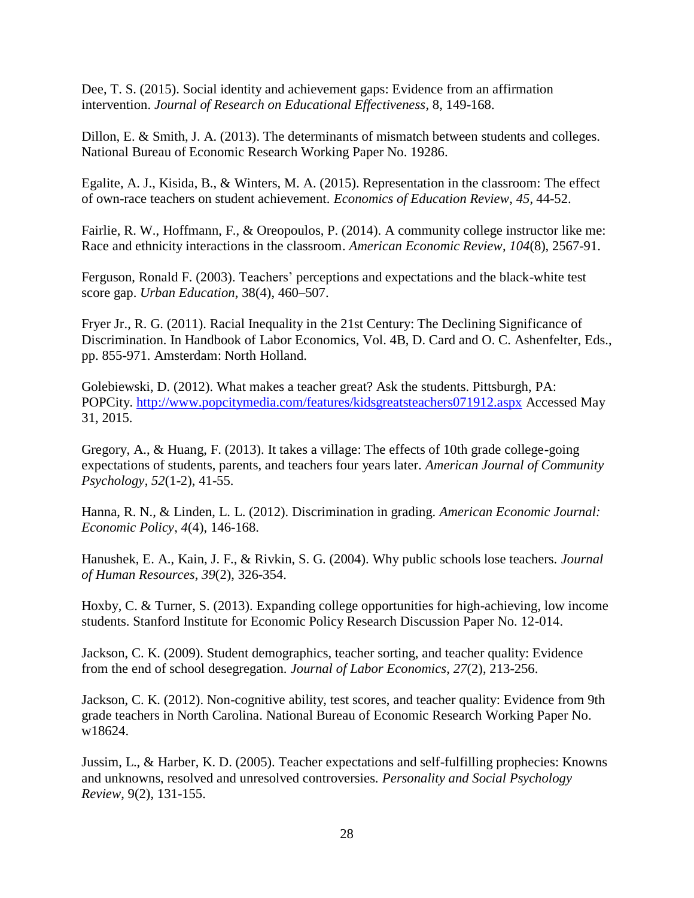Dee, T. S. (2015). Social identity and achievement gaps: Evidence from an affirmation intervention. *Journal of Research on Educational Effectiveness*, 8, 149-168.

Dillon, E. & Smith, J. A. (2013). The determinants of mismatch between students and colleges. National Bureau of Economic Research Working Paper No. 19286.

Egalite, A. J., Kisida, B., & Winters, M. A. (2015). Representation in the classroom: The effect of own-race teachers on student achievement. *Economics of Education Review*, *45*, 44-52.

Fairlie, R. W., Hoffmann, F., & Oreopoulos, P. (2014). A community college instructor like me: Race and ethnicity interactions in the classroom. *American Economic Review*, *104*(8), 2567-91.

Ferguson, Ronald F. (2003). Teachers' perceptions and expectations and the black-white test score gap. *Urban Education*, 38(4), 460–507.

Fryer Jr., R. G. (2011). Racial Inequality in the 21st Century: The Declining Significance of Discrimination. In Handbook of Labor Economics, Vol. 4B, D. Card and O. C. Ashenfelter, Eds., pp. 855-971. Amsterdam: North Holland.

Golebiewski, D. (2012). What makes a teacher great? Ask the students. Pittsburgh, PA: POPCity. http://www.popcitymedia.com/features/kidsgreatsteachers071912.aspx Accessed May 31, 2015.

Gregory, A., & Huang, F. (2013). It takes a village: The effects of 10th grade college-going expectations of students, parents, and teachers four years later. *American Journal of Community Psychology*, *52*(1-2), 41-55.

Hanna, R. N., & Linden, L. L. (2012). Discrimination in grading. *American Economic Journal: Economic Policy*, *4*(4), 146-168.

Hanushek, E. A., Kain, J. F., & Rivkin, S. G. (2004). Why public schools lose teachers. *Journal of Human Resources*, *39*(2), 326-354.

Hoxby, C. & Turner, S. (2013). Expanding college opportunities for high-achieving, low income students. Stanford Institute for Economic Policy Research Discussion Paper No. 12-014.

Jackson, C. K. (2009). Student demographics, teacher sorting, and teacher quality: Evidence from the end of school desegregation. *Journal of Labor Economics*, *27*(2), 213-256.

Jackson, C. K. (2012). Non-cognitive ability, test scores, and teacher quality: Evidence from 9th grade teachers in North Carolina. National Bureau of Economic Research Working Paper No. w18624.

Jussim, L., & Harber, K. D. (2005). Teacher expectations and self-fulfilling prophecies: Knowns and unknowns, resolved and unresolved controversies. *Personality and Social Psychology Review*, 9(2), 131-155.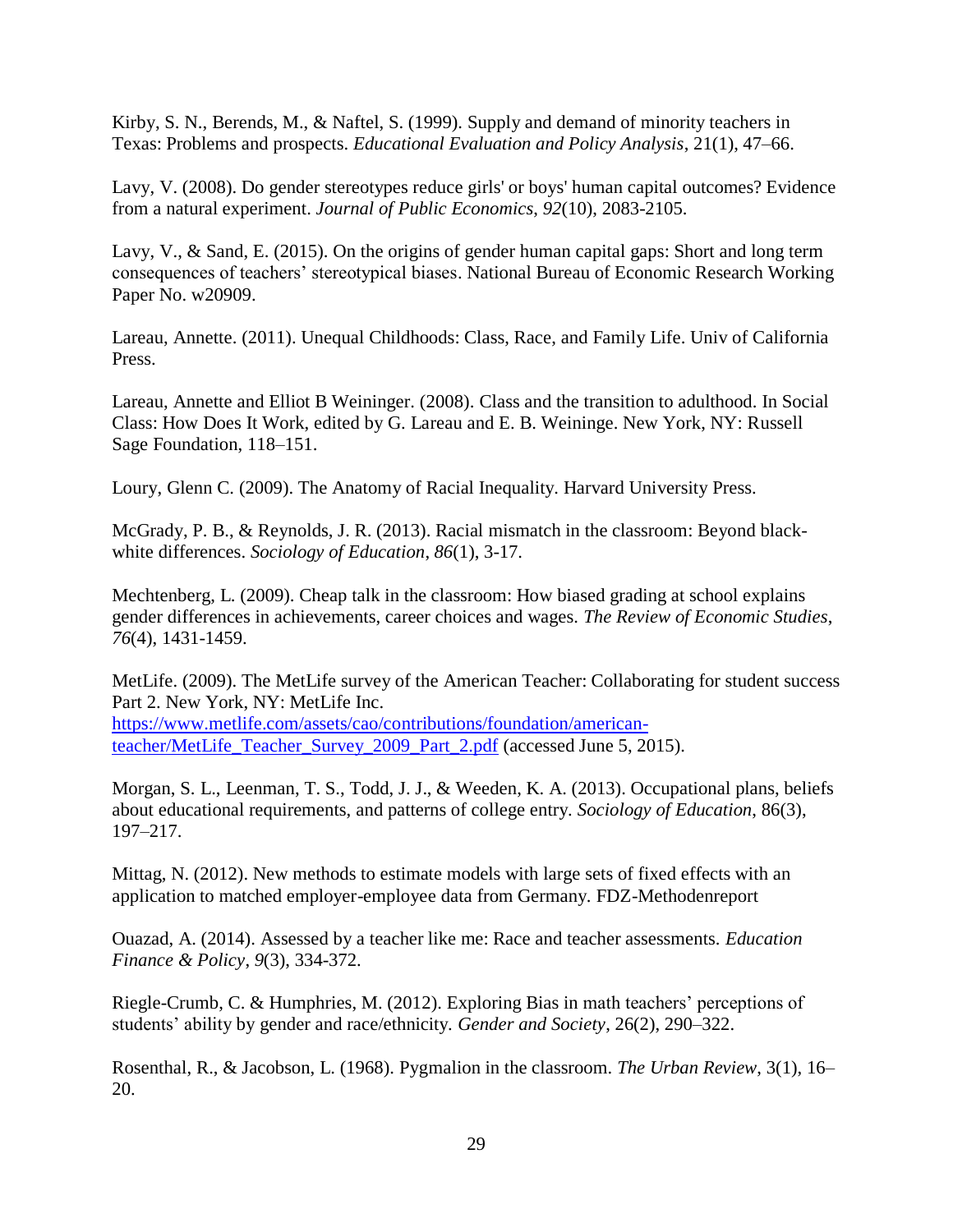Kirby, S. N., Berends, M., & Naftel, S. (1999). Supply and demand of minority teachers in Texas: Problems and prospects. *Educational Evaluation and Policy Analysis*, 21(1), 47–66.

Lavy, V. (2008). Do gender stereotypes reduce girls' or boys' human capital outcomes? Evidence from a natural experiment. *Journal of Public Economics*, *92*(10), 2083-2105.

Lavy, V., & Sand, E. (2015). On the origins of gender human capital gaps: Short and long term consequences of teachers' stereotypical biases. National Bureau of Economic Research Working Paper No. w20909.

Lareau, Annette. (2011). Unequal Childhoods: Class, Race, and Family Life. Univ of California Press.

Lareau, Annette and Elliot B Weininger. (2008). Class and the transition to adulthood. In Social Class: How Does It Work, edited by G. Lareau and E. B. Weininge. New York, NY: Russell Sage Foundation, 118–151.

Loury, Glenn C. (2009). The Anatomy of Racial Inequality. Harvard University Press.

McGrady, P. B., & Reynolds, J. R. (2013). Racial mismatch in the classroom: Beyond black-white differences. *Sociology of Education*, *86*(1), 3-17.

Mechtenberg, L. (2009). Cheap talk in the classroom: How biased grading at school explains gender differences in achievements, career choices and wages. *The Review of Economic Studies*, *76*(4), 1431-1459.

MetLife. (2009). The MetLife survey of the American Teacher: Collaborating for student success Part 2. New York, NY: MetLife Inc. https://www.metlife.com/assets/cao/contributions/foundation/american-teacher/MetLife_Teacher_Survey_2009_Part_2.pdf (accessed June 5, 2015).

Morgan, S. L., Leenman, T. S., Todd, J. J., & Weeden, K. A. (2013). Occupational plans, beliefs about educational requirements, and patterns of college entry. *Sociology of Education*, 86(3), 197–217.

Mittag, N. (2012). New methods to estimate models with large sets of fixed effects with an application to matched employer-employee data from Germany. FDZ-Methodenreport

Ouazad, A. (2014). Assessed by a teacher like me: Race and teacher assessments. *Education Finance & Policy*, *9*(3), 334-372.

Riegle-Crumb, C. & Humphries, M. (2012). Exploring Bias in math teachers' perceptions of students' ability by gender and race/ethnicity. *Gender and Society*, 26(2), 290–322.

Rosenthal, R., & Jacobson, L. (1968). Pygmalion in the classroom. *The Urban Review*, 3(1), 16–20.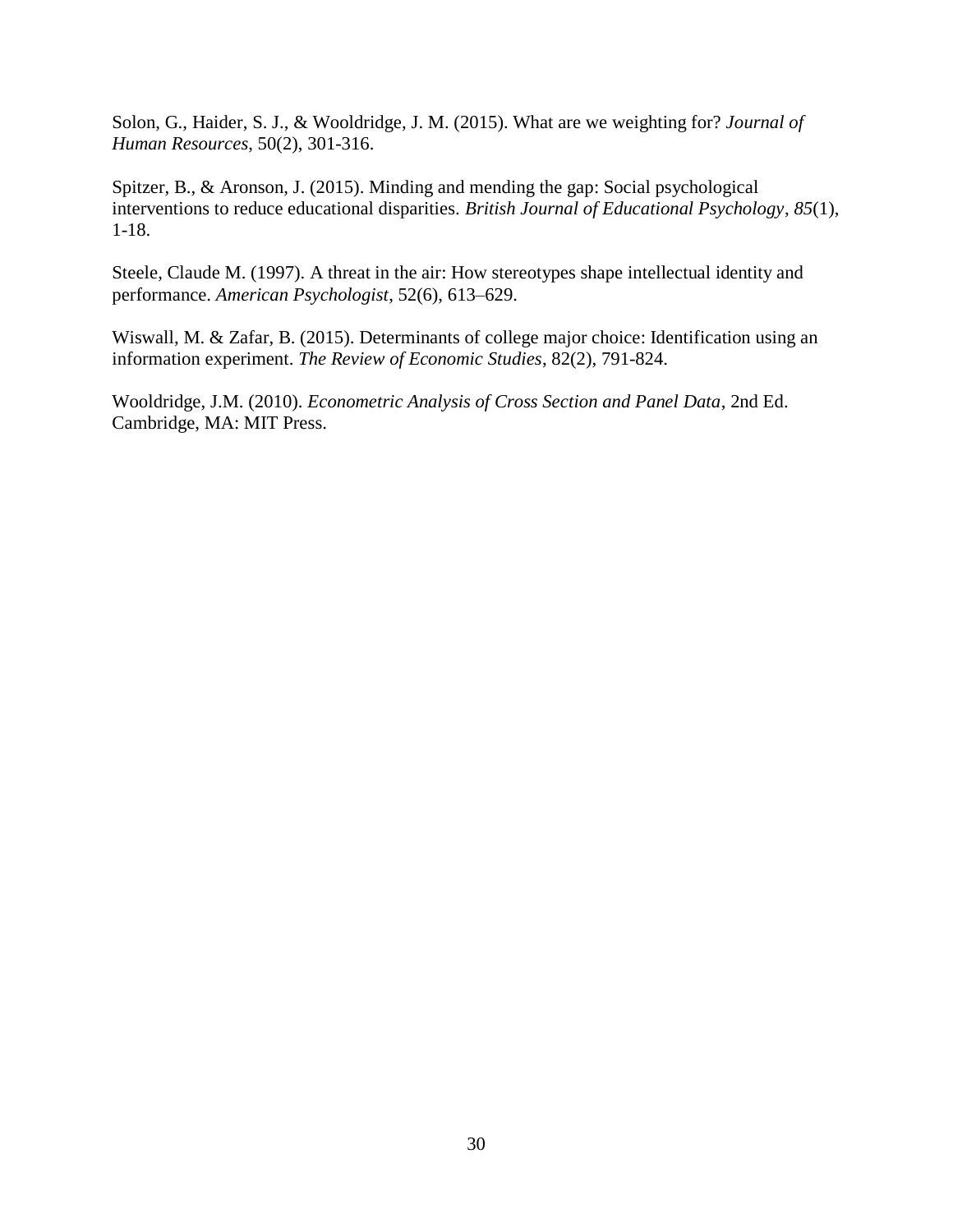Solon, G., Haider, S. J., & Wooldridge, J. M. (2015). What are we weighting for? *Journal of Human Resources*, 50(2), 301-316.

Spitzer, B., & Aronson, J. (2015). Minding and mending the gap: Social psychological interventions to reduce educational disparities. *British Journal of Educational Psychology*, *85*(1), 1-18.

Steele, Claude M. (1997). A threat in the air: How stereotypes shape intellectual identity and performance. *American Psychologist*, 52(6), 613–629.

Wiswall, M. & Zafar, B. (2015). Determinants of college major choice: Identification using an information experiment. *The Review of Economic Studies*, 82(2), 791-824.

Wooldridge, J.M. (2010). *Econometric Analysis of Cross Section and Panel Data*, 2nd Ed. Cambridge, MA: MIT Press.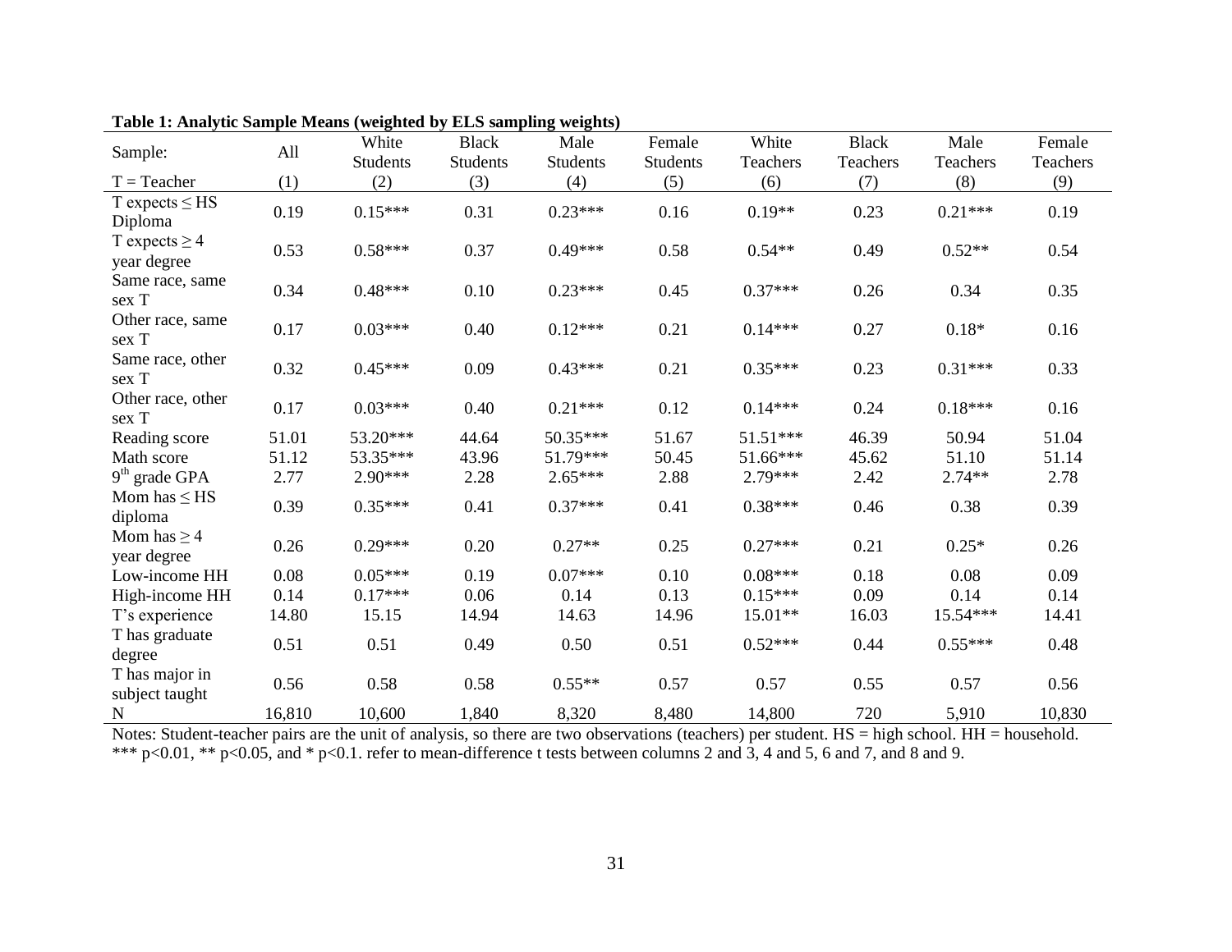**Table 1: Analytic Sample Means (weighted by ELS sampling weights)**

| Sample: | All | White Students | Black Students | Male Students | Female Students | White Teachers | Black Teachers | Male Teachers | Female Teachers |
|---|---|---|---|---|---|---|---|---|---|
| T = Teacher | (1) | (2) | (3) | (4) | (5) | (6) | (7) | (8) | (9) |
| T expects ≤ HS Diploma | 0.19 | 0.15*** | 0.31 | 0.23*** | 0.16 | 0.19** | 0.23 | 0.21*** | 0.19 |
| T expects ≥ 4 year degree | 0.53 | 0.58*** | 0.37 | 0.49*** | 0.58 | 0.54** | 0.49 | 0.52** | 0.54 |
| Same race, same sex T | 0.34 | 0.48*** | 0.10 | 0.23*** | 0.45 | 0.37*** | 0.26 | 0.34 | 0.35 |
| Other race, same sex T | 0.17 | 0.03*** | 0.40 | 0.12*** | 0.21 | 0.14*** | 0.27 | 0.18* | 0.16 |
| Same race, other sex T | 0.32 | 0.45*** | 0.09 | 0.43*** | 0.21 | 0.35*** | 0.23 | 0.31*** | 0.33 |
| Other race, other sex T | 0.17 | 0.03*** | 0.40 | 0.21*** | 0.12 | 0.14*** | 0.24 | 0.18*** | 0.16 |
| Reading score | 51.01 | 53.20*** | 44.64 | 50.35*** | 51.67 | 51.51*** | 46.39 | 50.94 | 51.04 |
| Math score | 51.12 | 53.35*** | 43.96 | 51.79*** | 50.45 | 51.66*** | 45.62 | 51.10 | 51.14 |
| 9th grade GPA | 2.77 | 2.90*** | 2.28 | 2.65*** | 2.88 | 2.79*** | 2.42 | 2.74** | 2.78 |
| Mom has ≤ HS diploma | 0.39 | 0.35*** | 0.41 | 0.37*** | 0.41 | 0.38*** | 0.46 | 0.38 | 0.39 |
| Mom has ≥ 4 year degree | 0.26 | 0.29*** | 0.20 | 0.27** | 0.25 | 0.27*** | 0.21 | 0.25* | 0.26 |
| Low-income HH | 0.08 | 0.05*** | 0.19 | 0.07*** | 0.10 | 0.08*** | 0.18 | 0.08 | 0.09 |
| High-income HH | 0.14 | 0.17*** | 0.06 | 0.14 | 0.13 | 0.15*** | 0.09 | 0.14 | 0.14 |
| T's experience | 14.80 | 15.15 | 14.94 | 14.63 | 14.96 | 15.01** | 16.03 | 15.54*** | 14.41 |
| T has graduate degree | 0.51 | 0.51 | 0.49 | 0.50 | 0.51 | 0.52*** | 0.44 | 0.55*** | 0.48 |
| T has major in subject taught | 0.56 | 0.58 | 0.58 | 0.55** | 0.57 | 0.57 | 0.55 | 0.57 | 0.56 |
| N | 16,810 | 10,600 | 1,840 | 8,320 | 8,480 | 14,800 | 720 | 5,910 | 10,830 |

Notes: Student-teacher pairs are the unit of analysis, so there are two observations (teachers) per student. HS = high school. HH = household. *** p<0.01, ** p<0.05, and * p<0.1. refer to mean-difference t tests between columns 2 and 3, 4 and 5, 6 and 7, and 8 and 9.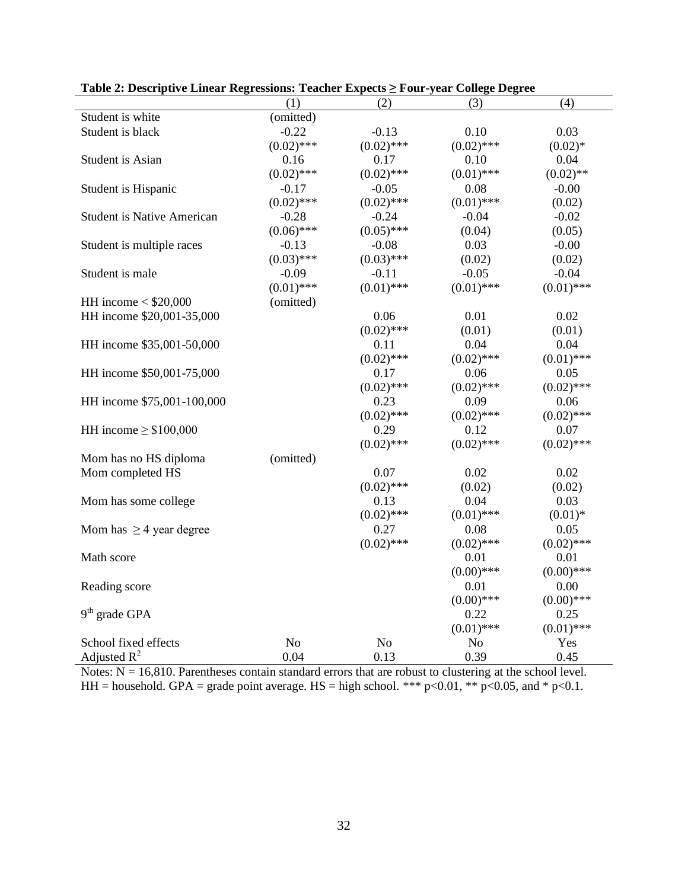**Table 2: Descriptive Linear Regressions: Teacher Expects ≥ Four-year College Degree**

| | (1) | (2) | (3) | (4) |
|---|---|---|---|---|
| Student is white | (omitted) | | | |
| Student is black | -0.22 | -0.13 | 0.10 | 0.03 |
| | (0.02)*** | (0.02)*** | (0.02)*** | (0.02)* |
| Student is Asian | 0.16 | 0.17 | 0.10 | 0.04 |
| | (0.02)*** | (0.02)*** | (0.01)*** | (0.02)** |
| Student is Hispanic | -0.17 | -0.05 | 0.08 | -0.00 |
| | (0.02)*** | (0.02)*** | (0.01)*** | (0.02) |
| Student is Native American | -0.28 | -0.24 | -0.04 | -0.02 |
| | (0.06)*** | (0.05)*** | (0.04) | (0.05) |
| Student is multiple races | -0.13 | -0.08 | 0.03 | -0.00 |
| | (0.03)*** | (0.03)*** | (0.02) | (0.02) |
| Student is male | -0.09 | -0.11 | -0.05 | -0.04 |
| | (0.01)*** | (0.01)*** | (0.01)*** | (0.01)*** |
| HH income < $20,000 | (omitted) | | | |
| HH income $20,001-35,000 | | 0.06 | 0.01 | 0.02 |
| | | (0.02)*** | (0.01) | (0.01) |
| HH income $35,001-50,000 | | 0.11 | 0.04 | 0.04 |
| | | (0.02)*** | (0.02)*** | (0.01)*** |
| HH income $50,001-75,000 | | 0.17 | 0.06 | 0.05 |
| | | (0.02)*** | (0.02)*** | (0.02)*** |
| HH income $75,001-100,000 | | 0.23 | 0.09 | 0.06 |
| | | (0.02)*** | (0.02)*** | (0.02)*** |
| HH income ≥ $100,000 | | 0.29 | 0.12 | 0.07 |
| | | (0.02)*** | (0.02)*** | (0.02)*** |
| Mom has no HS diploma | (omitted) | | | |
| Mom completed HS | | 0.07 | 0.02 | 0.02 |
| | | (0.02)*** | (0.02) | (0.02) |
| Mom has some college | | 0.13 | 0.04 | 0.03 |
| | | (0.02)*** | (0.01)*** | (0.01)* |
| Mom has ≥ 4 year degree | | 0.27 | 0.08 | 0.05 |
| | | (0.02)*** | (0.02)*** | (0.02)*** |
| Math score | | | 0.01 | 0.01 |
| | | | (0.00)*** | (0.00)*** |
| Reading score | | | 0.01 | 0.00 |
| | | | (0.00)*** | (0.00)*** |
| 9th grade GPA | | | 0.22 | 0.25 |
| | | | (0.01)*** | (0.01)*** |
| School fixed effects | No | No | No | Yes |
| Adjusted $R^2$ | 0.04 | 0.13 | 0.39 | 0.45 |

Notes: N = 16,810. Parentheses contain standard errors that are robust to clustering at the school level. HH = household. GPA = grade point average. HS = high school. *** $p<0.01$, ** $p<0.05$, and * $p<0.1$.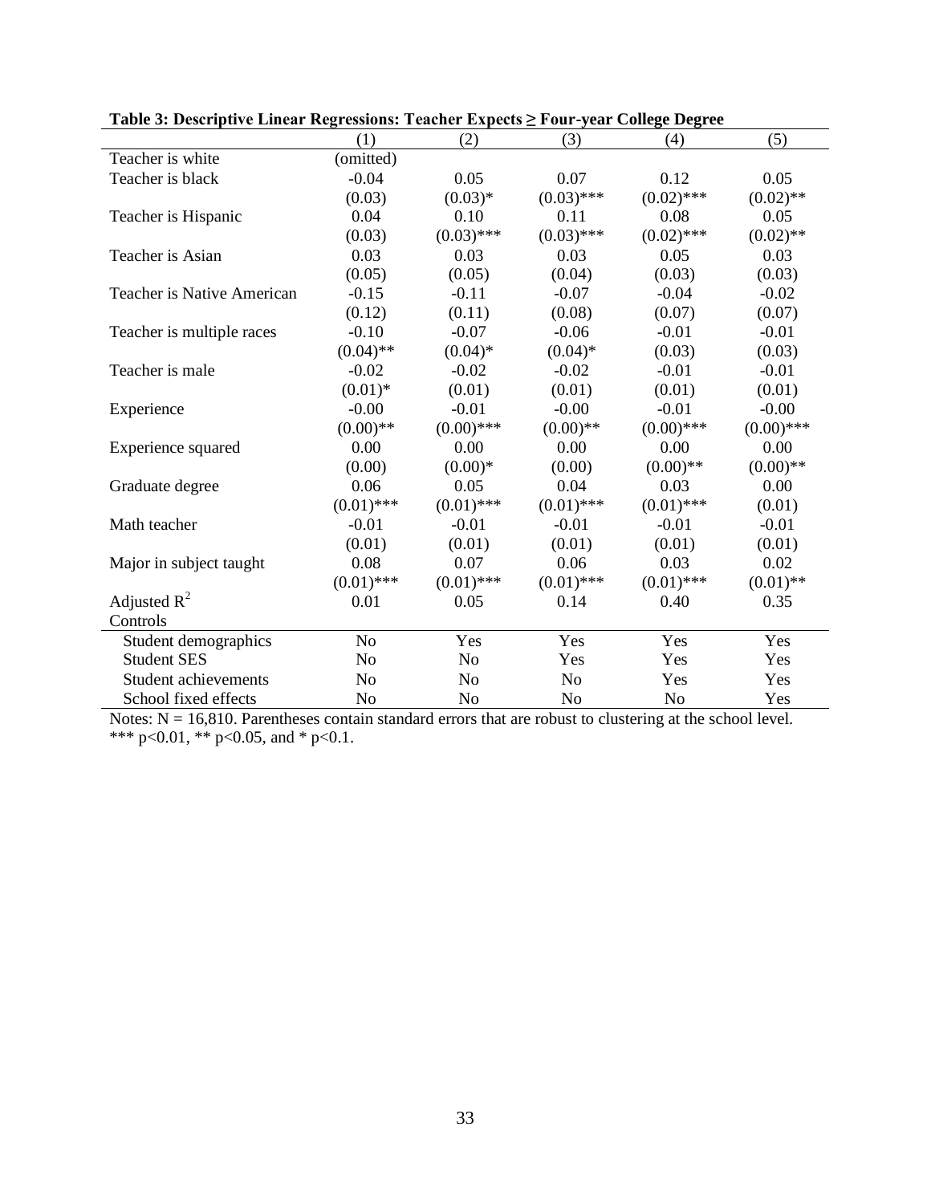**Table 3: Descriptive Linear Regressions: Teacher Expects ≥ Four-year College Degree**

| | (1) | (2) | (3) | (4) | (5) |
|---|---|---|---|---|---|
| Teacher is white | (omitted) | | | | |
| Teacher is black | -0.04 | 0.05 | 0.07 | 0.12 | 0.05 |
| | (0.03) | (0.03)* | (0.03)*** | (0.02)*** | (0.02)** |
| Teacher is Hispanic | 0.04 | 0.10 | 0.11 | 0.08 | 0.05 |
| | (0.03) | (0.03)*** | (0.03)*** | (0.02)*** | (0.02)** |
| Teacher is Asian | 0.03 | 0.03 | 0.03 | 0.05 | 0.03 |
| | (0.05) | (0.05) | (0.04) | (0.03) | (0.03) |
| Teacher is Native American | -0.15 | -0.11 | -0.07 | -0.04 | -0.02 |
| | (0.12) | (0.11) | (0.08) | (0.07) | (0.07) |
| Teacher is multiple races | -0.10 | -0.07 | -0.06 | -0.01 | -0.01 |
| | (0.04)** | (0.04)* | (0.04)* | (0.03) | (0.03) |
| Teacher is male | -0.02 | -0.02 | -0.02 | -0.01 | -0.01 |
| | (0.01)* | (0.01) | (0.01) | (0.01) | (0.01) |
| Experience | -0.00 | -0.01 | -0.00 | -0.01 | -0.00 |
| | (0.00)** | (0.00)*** | (0.00)** | (0.00)*** | (0.00)*** |
| Experience squared | 0.00 | 0.00 | 0.00 | 0.00 | 0.00 |
| | (0.00) | (0.00)* | (0.00) | (0.00)** | (0.00)** |
| Graduate degree | 0.06 | 0.05 | 0.04 | 0.03 | 0.00 |
| | (0.01)*** | (0.01)*** | (0.01)*** | (0.01)*** | (0.01) |
| Math teacher | -0.01 | -0.01 | -0.01 | -0.01 | -0.01 |
| | (0.01) | (0.01) | (0.01) | (0.01) | (0.01) |
| Major in subject taught | 0.08 | 0.07 | 0.06 | 0.03 | 0.02 |
| | (0.01)*** | (0.01)*** | (0.01)*** | (0.01)*** | (0.01)** |
| Adjusted $R^2$ | 0.01 | 0.05 | 0.14 | 0.40 | 0.35 |
| Controls | | | | | |
| Student demographics | No | Yes | Yes | Yes | Yes |
| Student SES | No | No | Yes | Yes | Yes |
| Student achievements | No | No | No | Yes | Yes |
| School fixed effects | No | No | No | No | Yes |

Notes: N = 16,810. Parentheses contain standard errors that are robust to clustering at the school level. *** p<0.01, ** p<0.05, and * p<0.1.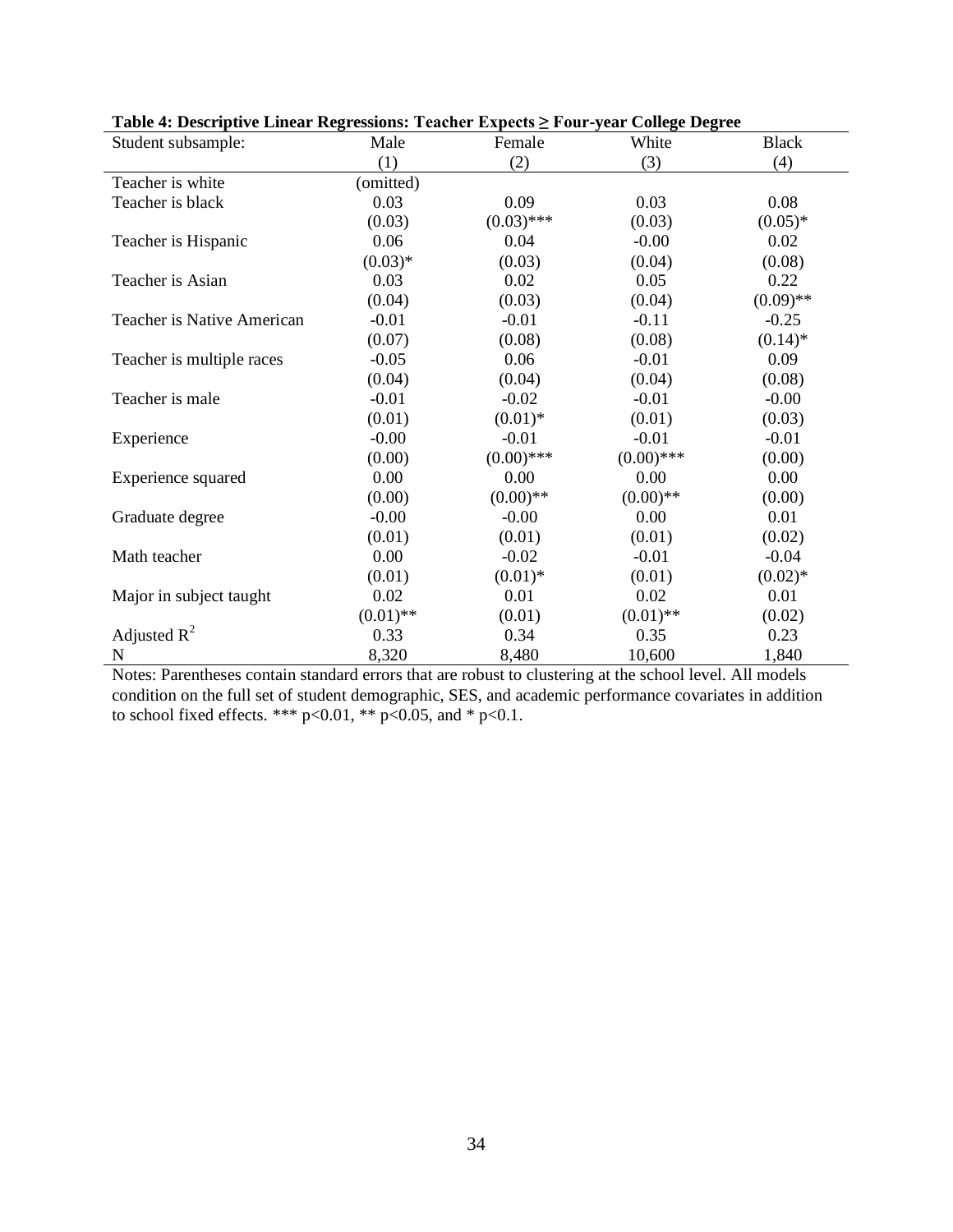**Table 4: Descriptive Linear Regressions: Teacher Expects ≥ Four-year College Degree**

| Student subsample: | Male | Female | White | Black |
|---|---|---|---|---|
| | (1) | (2) | (3) | (4) |
| Teacher is white | (omitted) | | | |
| Teacher is black | 0.03 | 0.09 | 0.03 | 0.08 |
| | (0.03) | (0.03)*** | (0.03) | (0.05)* |
| Teacher is Hispanic | 0.06 | 0.04 | -0.00 | 0.02 |
| | (0.03)* | (0.03) | (0.04) | (0.08) |
| Teacher is Asian | 0.03 | 0.02 | 0.05 | 0.22 |
| | (0.04) | (0.03) | (0.04) | (0.09)** |
| Teacher is Native American | -0.01 | -0.01 | -0.11 | -0.25 |
| | (0.07) | (0.08) | (0.08) | (0.14)* |
| Teacher is multiple races | -0.05 | 0.06 | -0.01 | 0.09 |
| | (0.04) | (0.04) | (0.04) | (0.08) |
| Teacher is male | -0.01 | -0.02 | -0.01 | -0.00 |
| | (0.01) | (0.01)* | (0.01) | (0.03) |
| Experience | -0.00 | -0.01 | -0.01 | -0.01 |
| | (0.00) | (0.00)*** | (0.00)*** | (0.00) |
| Experience squared | 0.00 | 0.00 | 0.00 | 0.00 |
| | (0.00) | (0.00)** | (0.00)** | (0.00) |
| Graduate degree | -0.00 | -0.00 | 0.00 | 0.01 |
| | (0.01) | (0.01) | (0.01) | (0.02) |
| Math teacher | 0.00 | -0.02 | -0.01 | -0.04 |
| | (0.01) | (0.01)* | (0.01) | (0.02)* |
| Major in subject taught | 0.02 | 0.01 | 0.02 | 0.01 |
| | (0.01)** | (0.01) | (0.01)** | (0.02) |
| Adjusted $R^2$ | 0.33 | 0.34 | 0.35 | 0.23 |
| N | 8,320 | 8,480 | 10,600 | 1,840 |

Notes: Parentheses contain standard errors that are robust to clustering at the school level. All models condition on the full set of student demographic, SES, and academic performance covariates in addition to school fixed effects. *** p<0.01, ** p<0.05, and * p<0.1.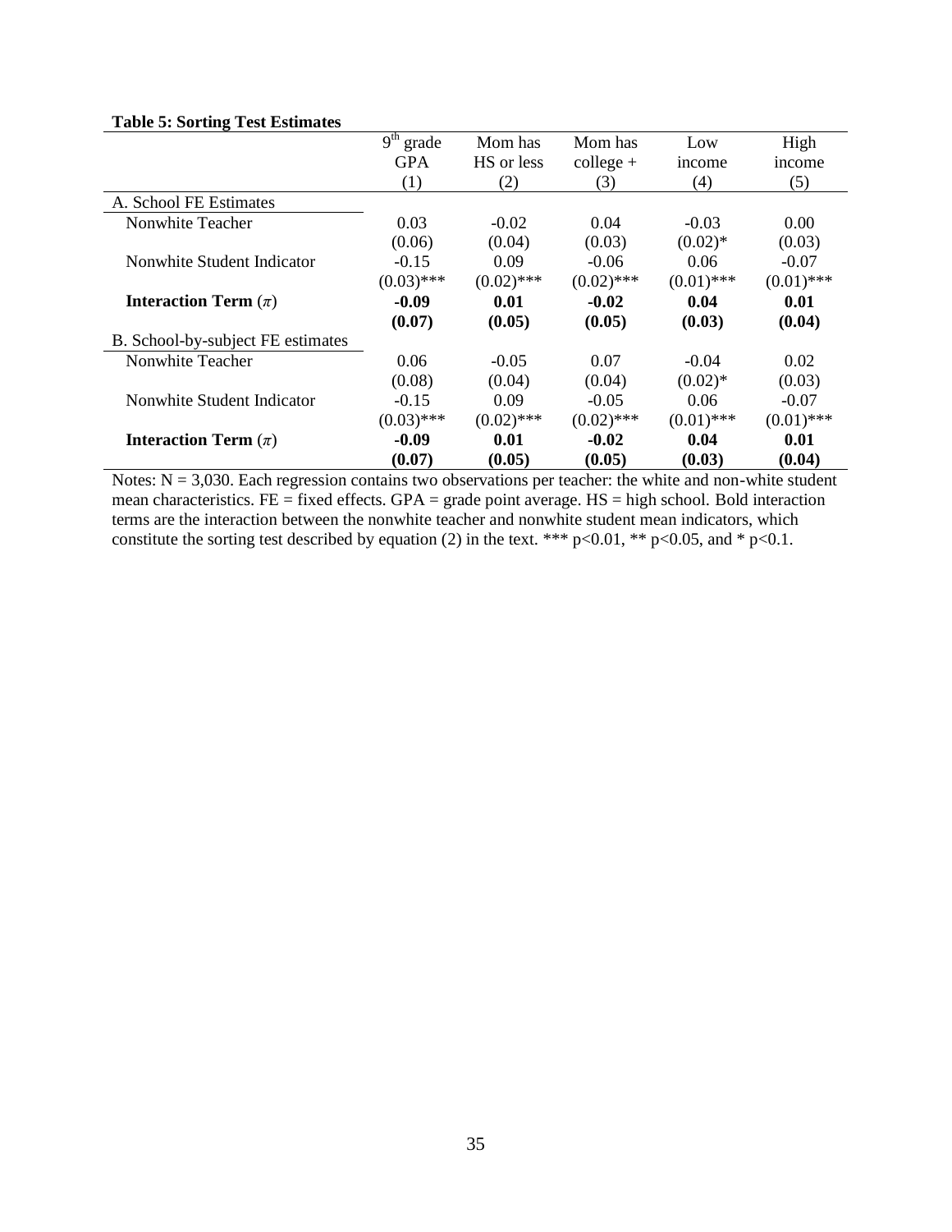**Table 5: Sorting Test Estimates**

| | $9^{th}$ grade GPA (1) | Mom has HS or less (2) | Mom has college + (3) | Low income (4) | High income (5) |
|---|---|---|---|---|---|
| A. School FE Estimates | | | | | |
| Nonwhite Teacher | 0.03 | -0.02 | 0.04 | -0.03 | 0.00 |
| | (0.06) | (0.04) | (0.03) | (0.02)* | (0.03) |
| Nonwhite Student Indicator | -0.15 | 0.09 | -0.06 | 0.06 | -0.07 |
| | (0.03)*** | (0.02)*** | (0.02)*** | (0.01)*** | (0.01)*** |
| **Interaction Term ($\pi$)** | **-0.09** | **0.01** | **-0.02** | **0.04** | **0.01** |
| | **(0.07)** | **(0.05)** | **(0.05)** | **(0.03)** | **(0.04)** |
| B. School-by-subject FE estimates | | | | | |
| Nonwhite Teacher | 0.06 | -0.05 | 0.07 | -0.04 | 0.02 |
| | (0.08) | (0.04) | (0.04) | (0.02)* | (0.03) |
| Nonwhite Student Indicator | -0.15 | 0.09 | -0.05 | 0.06 | -0.07 |
| | (0.03)*** | (0.02)*** | (0.02)*** | (0.01)*** | (0.01)*** |
| **Interaction Term ($\pi$)** | **-0.09** | **0.01** | **-0.02** | **0.04** | **0.01** |
| | **(0.07)** | **(0.05)** | **(0.05)** | **(0.03)** | **(0.04)** |

Notes: N = 3,030. Each regression contains two observations per teacher: the white and non-white student mean characteristics. FE = fixed effects. GPA = grade point average. HS = high school. Bold interaction terms are the interaction between the nonwhite teacher and nonwhite student mean indicators, which constitute the sorting test described by equation (2) in the text. *** $p<0.01$, ** $p<0.05$, and * $p<0.1$.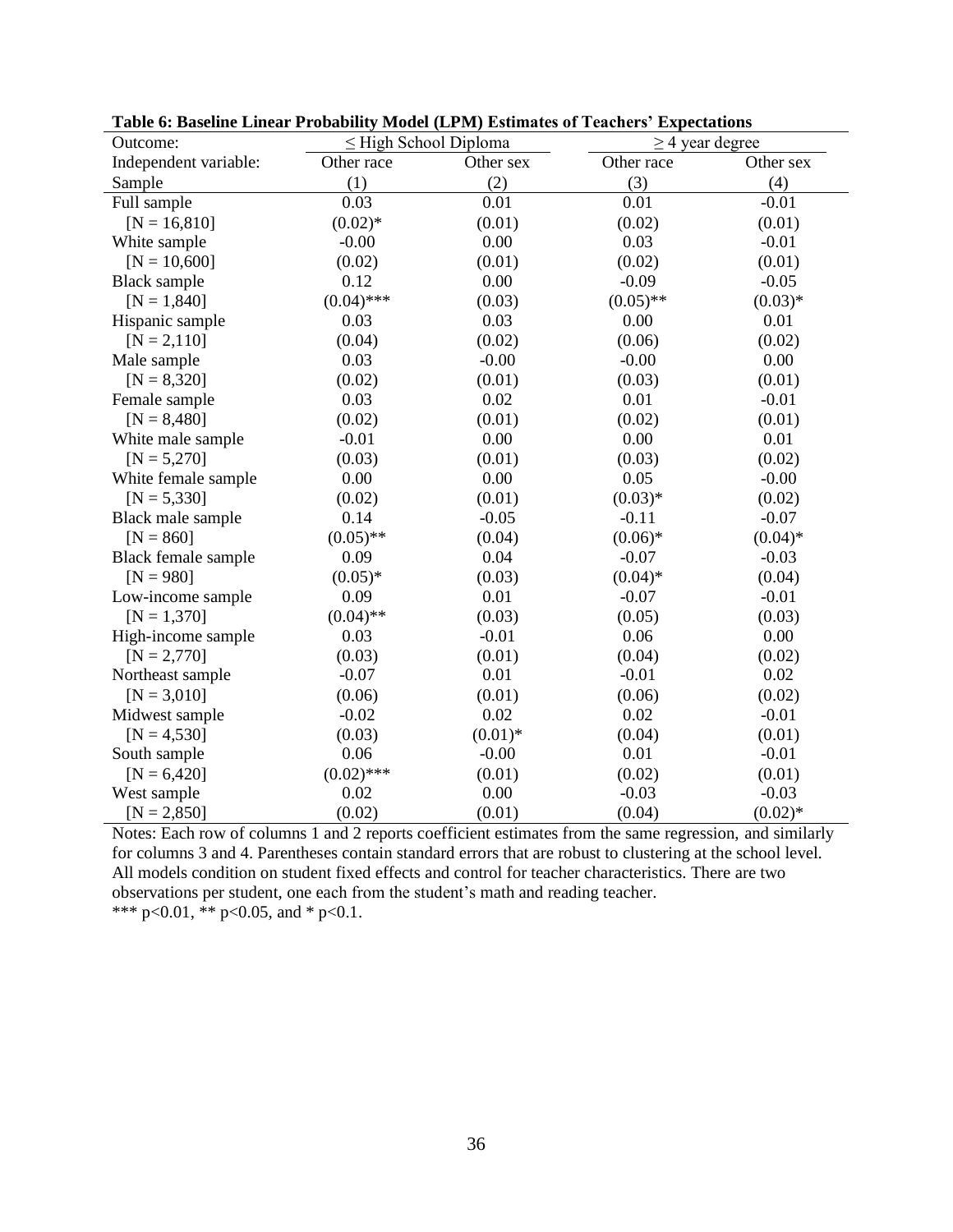**Table 6: Baseline Linear Probability Model (LPM) Estimates of Teachers' Expectations**

| Outcome: | ≤ High School Diploma | | ≥ 4 year degree | |
|---|---|---|---|---|
| Independent variable: | Other race | Other sex | Other race | Other sex |
| Sample | (1) | (2) | (3) | (4) |
| Full sample | 0.03 | 0.01 | 0.01 | -0.01 |
| [N = 16,810] | (0.02)* | (0.01) | (0.02) | (0.01) |
| White sample | -0.00 | 0.00 | 0.03 | -0.01 |
| [N = 10,600] | (0.02) | (0.01) | (0.02) | (0.01) |
| Black sample | 0.12 | 0.00 | -0.09 | -0.05 |
| [N = 1,840] | (0.04)*** | (0.03) | (0.05)** | (0.03)* |
| Hispanic sample | 0.03 | 0.03 | 0.00 | 0.01 |
| [N = 2,110] | (0.04) | (0.02) | (0.06) | (0.02) |
| Male sample | 0.03 | -0.00 | -0.00 | 0.00 |
| [N = 8,320] | (0.02) | (0.01) | (0.03) | (0.01) |
| Female sample | 0.03 | 0.02 | 0.01 | -0.01 |
| [N = 8,480] | (0.02) | (0.01) | (0.02) | (0.01) |
| White male sample | -0.01 | 0.00 | 0.00 | 0.01 |
| [N = 5,270] | (0.03) | (0.01) | (0.03) | (0.02) |
| White female sample | 0.00 | 0.00 | 0.05 | -0.00 |
| [N = 5,330] | (0.02) | (0.01) | (0.03)* | (0.02) |
| Black male sample | 0.14 | -0.05 | -0.11 | -0.07 |
| [N = 860] | (0.05)** | (0.04) | (0.06)* | (0.04)* |
| Black female sample | 0.09 | 0.04 | -0.07 | -0.03 |
| [N = 980] | (0.05)* | (0.03) | (0.04)* | (0.04) |
| Low-income sample | 0.09 | 0.01 | -0.07 | -0.01 |
| [N = 1,370] | (0.04)** | (0.03) | (0.05) | (0.03) |
| High-income sample | 0.03 | -0.01 | 0.06 | 0.00 |
| [N = 2,770] | (0.03) | (0.01) | (0.04) | (0.02) |
| Northeast sample | -0.07 | 0.01 | -0.01 | 0.02 |
| [N = 3,010] | (0.06) | (0.01) | (0.06) | (0.02) |
| Midwest sample | -0.02 | 0.02 | 0.02 | -0.01 |
| [N = 4,530] | (0.03) | (0.01)* | (0.04) | (0.01) |
| South sample | 0.06 | -0.00 | 0.01 | -0.01 |
| [N = 6,420] | (0.02)*** | (0.01) | (0.02) | (0.01) |
| West sample | 0.02 | 0.00 | -0.03 | -0.03 |
| [N = 2,850] | (0.02) | (0.01) | (0.04) | (0.02)* |

Notes: Each row of columns 1 and 2 reports coefficient estimates from the same regression, and similarly for columns 3 and 4. Parentheses contain standard errors that are robust to clustering at the school level. All models condition on student fixed effects and control for teacher characteristics. There are two observations per student, one each from the student's math and reading teacher.
*** p<0.01, ** p<0.05, and * p<0.1.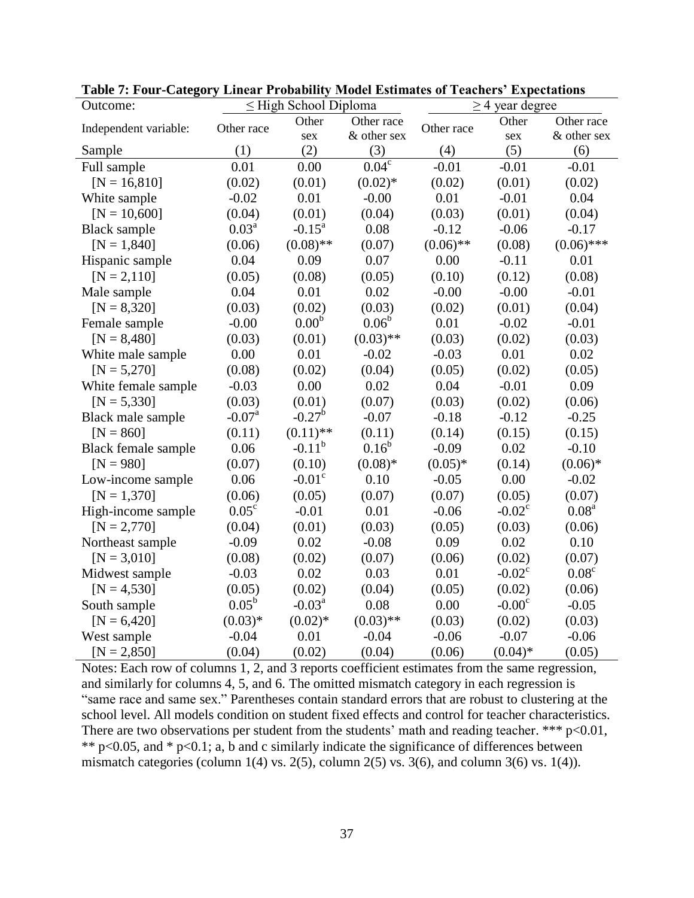**Table 7: Four-Category Linear Probability Model Estimates of Teachers' Expectations**

| Outcome: | ≤ High School Diploma | | | ≥ 4 year degree | | |
|---|---|---|---|---|---|---|
| Independent variable: | Other race | Other sex | Other race & other sex | Other race | Other sex | Other race & other sex |
| Sample | (1) | (2) | (3) | (4) | (5) | (6) |
| Full sample | 0.01 | 0.00 | 0.04[c] | -0.01 | -0.01 | -0.01 |
| [N = 16,810] | (0.02) | (0.01) | (0.02)* | (0.02) | (0.01) | (0.02) |
| White sample | -0.02 | 0.01 | -0.00 | 0.01 | -0.01 | 0.04 |
| [N = 10,600] | (0.04) | (0.01) | (0.04) | (0.03) | (0.01) | (0.04) |
| Black sample | 0.03[a] | -0.15[a] | 0.08 | -0.12 | -0.06 | -0.17 |
| [N = 1,840] | (0.06) | (0.08)** | (0.07) | (0.06)** | (0.08) | (0.06)*** |
| Hispanic sample | 0.04 | 0.09 | 0.07 | 0.00 | -0.11 | 0.01 |
| [N = 2,110] | (0.05) | (0.08) | (0.05) | (0.10) | (0.12) | (0.08) |
| Male sample | 0.04 | 0.01 | 0.02 | -0.00 | -0.00 | -0.01 |
| [N = 8,320] | (0.03) | (0.02) | (0.03) | (0.02) | (0.01) | (0.04) |
| Female sample | -0.00 | 0.00[b] | 0.06[b] | 0.01 | -0.02 | -0.01 |
| [N = 8,480] | (0.03) | (0.01) | (0.03)** | (0.03) | (0.02) | (0.03) |
| White male sample | 0.00 | 0.01 | -0.02 | -0.03 | 0.01 | 0.02 |
| [N = 5,270] | (0.08) | (0.02) | (0.04) | (0.05) | (0.02) | (0.05) |
| White female sample | -0.03 | 0.00 | 0.02 | 0.04 | -0.01 | 0.09 |
| [N = 5,330] | (0.03) | (0.01) | (0.07) | (0.03) | (0.02) | (0.06) |
| Black male sample | -0.07[a] | -0.27[b] | -0.07 | -0.18 | -0.12 | -0.25 |
| [N = 860] | (0.11) | (0.11)** | (0.11) | (0.14) | (0.15) | (0.15) |
| Black female sample | 0.06 | -0.11[b] | 0.16[b] | -0.09 | 0.02 | -0.10 |
| [N = 980] | (0.07) | (0.10) | (0.08)* | (0.05)* | (0.14) | (0.06)* |
| Low-income sample | 0.06 | -0.01[c] | 0.10 | -0.05 | 0.00 | -0.02 |
| [N = 1,370] | (0.06) | (0.05) | (0.07) | (0.07) | (0.05) | (0.07) |
| High-income sample | 0.05[c] | -0.01 | 0.01 | -0.06 | -0.02[c] | 0.08[a] |
| [N = 2,770] | (0.04) | (0.01) | (0.03) | (0.05) | (0.03) | (0.06) |
| Northeast sample | -0.09 | 0.02 | -0.08 | 0.09 | 0.02 | 0.10 |
| [N = 3,010] | (0.08) | (0.02) | (0.07) | (0.06) | (0.02) | (0.07) |
| Midwest sample | -0.03 | 0.02 | 0.03 | 0.01 | -0.02[c] | 0.08[c] |
| [N = 4,530] | (0.05) | (0.02) | (0.04) | (0.05) | (0.02) | (0.06) |
| South sample | 0.05[b] | -0.03[a] | 0.08 | 0.00 | -0.00[c] | -0.05 |
| [N = 6,420] | (0.03)* | (0.02)* | (0.03)** | (0.03) | (0.02) | (0.03) |
| West sample | -0.04 | 0.01 | -0.04 | -0.06 | -0.07 | -0.06 |
| [N = 2,850] | (0.04) | (0.02) | (0.04) | (0.06) | (0.04)* | (0.05) |

Notes: Each row of columns 1, 2, and 3 reports coefficient estimates from the same regression, and similarly for columns 4, 5, and 6. The omitted mismatch category in each regression is "same race and same sex." Parentheses contain standard errors that are robust to clustering at the school level. All models condition on student fixed effects and control for teacher characteristics. There are two observations per student from the students' math and reading teacher. *** p<0.01, ** p<0.05, and * p<0.1; a, b and c similarly indicate the significance of differences between mismatch categories (column 1(4) vs. 2(5), column 2(5) vs. 3(6), and column 3(6) vs. 1(4)).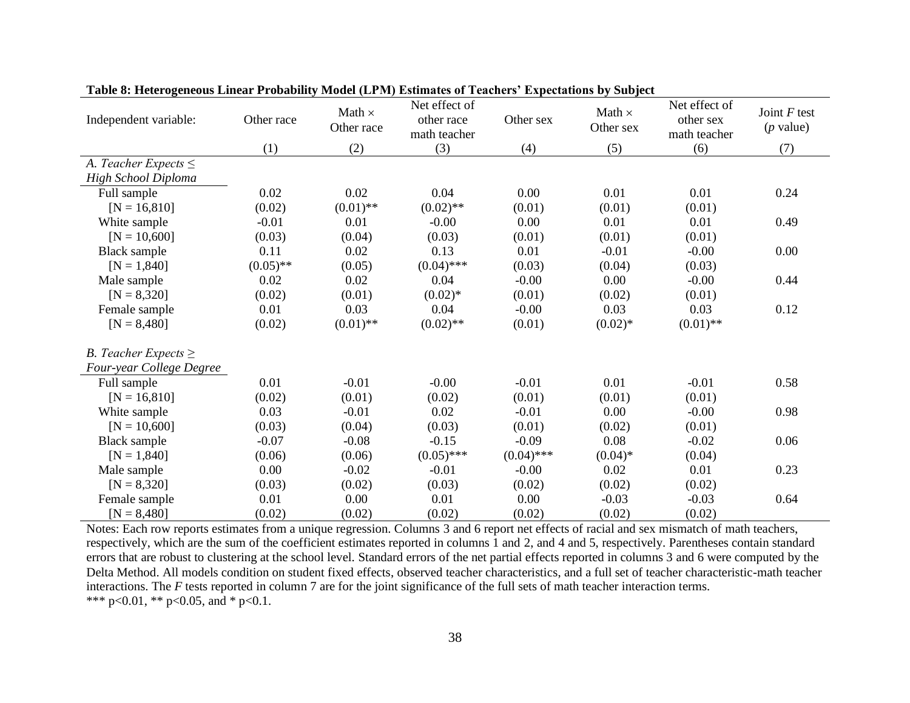**Table 8: Heterogeneous Linear Probability Model (LPM) Estimates of Teachers' Expectations by Subject**

| Independent variable: | Other race | Math × Other race | Net effect of other race math teacher | Other sex | Math × Other sex | Net effect of other sex math teacher | Joint *F* test (*p* value) |
|---|---|---|---|---|---|---|---|
| | (1) | (2) | (3) | (4) | (5) | (6) | (7) |
| *A. Teacher Expects ≤ High School Diploma* | | | | | | | |
| Full sample | 0.02 | 0.02 | 0.04 | 0.00 | 0.01 | 0.01 | 0.24 |
| [N = 16,810] | (0.02) | (0.01)** | (0.02)** | (0.01) | (0.01) | (0.01) | |
| White sample | -0.01 | 0.01 | -0.00 | 0.00 | 0.01 | 0.01 | 0.49 |
| [N = 10,600] | (0.03) | (0.04) | (0.03) | (0.01) | (0.01) | (0.01) | |
| Black sample | 0.11 | 0.02 | 0.13 | 0.01 | -0.01 | -0.00 | 0.00 |
| [N = 1,840] | (0.05)** | (0.05) | (0.04)*** | (0.03) | (0.04) | (0.03) | |
| Male sample | 0.02 | 0.02 | 0.04 | -0.00 | 0.00 | -0.00 | 0.44 |
| [N = 8,320] | (0.02) | (0.01) | (0.02)* | (0.01) | (0.02) | (0.01) | |
| Female sample | 0.01 | 0.03 | 0.04 | -0.00 | 0.03 | 0.03 | 0.12 |
| [N = 8,480] | (0.02) | (0.01)** | (0.02)** | (0.01) | (0.02)* | (0.01)** | |
| *B. Teacher Expects ≥ Four-year College Degree* | | | | | | | |
| Full sample | 0.01 | -0.01 | -0.00 | -0.01 | 0.01 | -0.01 | 0.58 |
| [N = 16,810] | (0.02) | (0.01) | (0.02) | (0.01) | (0.01) | (0.01) | |
| White sample | 0.03 | -0.01 | 0.02 | -0.01 | 0.00 | -0.00 | 0.98 |
| [N = 10,600] | (0.03) | (0.04) | (0.03) | (0.01) | (0.02) | (0.01) | |
| Black sample | -0.07 | -0.08 | -0.15 | -0.09 | 0.08 | -0.02 | 0.06 |
| [N = 1,840] | (0.06) | (0.06) | (0.05)*** | (0.04)*** | (0.04)* | (0.04) | |
| Male sample | 0.00 | -0.02 | -0.01 | -0.00 | 0.02 | 0.01 | 0.23 |
| [N = 8,320] | (0.03) | (0.02) | (0.03) | (0.02) | (0.02) | (0.02) | |
| Female sample | 0.01 | 0.00 | 0.01 | 0.00 | -0.03 | -0.03 | 0.64 |
| [N = 8,480] | (0.02) | (0.02) | (0.02) | (0.02) | (0.02) | (0.02) | |

Notes: Each row reports estimates from a unique regression. Columns 3 and 6 report net effects of racial and sex mismatch of math teachers, respectively, which are the sum of the coefficient estimates reported in columns 1 and 2, and 4 and 5, respectively. Parentheses contain standard errors that are robust to clustering at the school level. Standard errors of the net partial effects reported in columns 3 and 6 were computed by the Delta Method. All models condition on student fixed effects, observed teacher characteristics, and a full set of teacher characteristic-math teacher interactions. The *F* tests reported in column 7 are for the joint significance of the full sets of math teacher interaction terms.
*** p<0.01, ** p<0.05, and * p<0.1.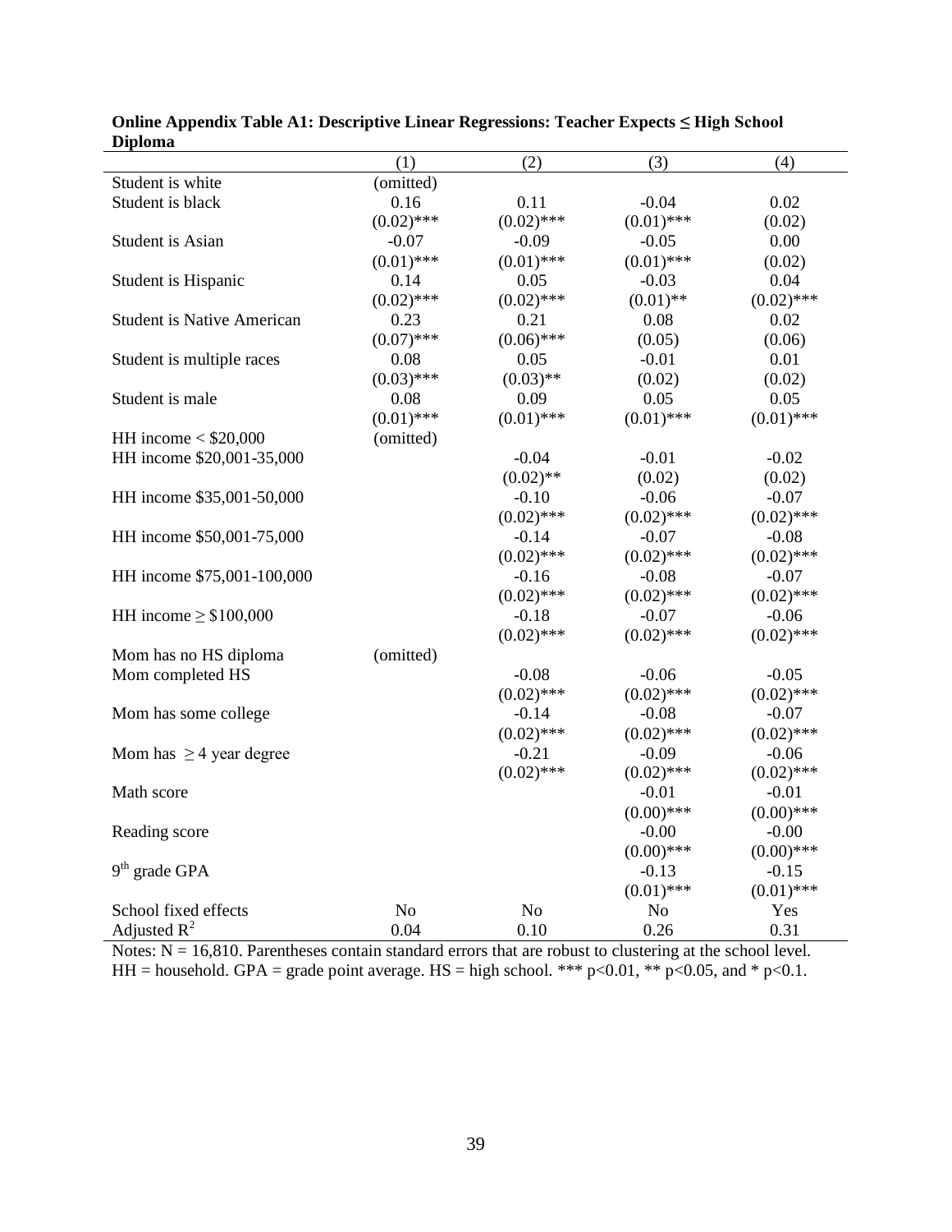**Online Appendix Table A1: Descriptive Linear Regressions: Teacher Expects ≤ High School Diploma**

| | (1) | (2) | (3) | (4) |
|---|---|---|---|---|
| Student is white | (omitted) | | | |
| Student is black | 0.16 | 0.11 | -0.04 | 0.02 |
| | (0.02)*** | (0.02)*** | (0.01)*** | (0.02) |
| Student is Asian | -0.07 | -0.09 | -0.05 | 0.00 |
| | (0.01)*** | (0.01)*** | (0.01)*** | (0.02) |
| Student is Hispanic | 0.14 | 0.05 | -0.03 | 0.04 |
| | (0.02)*** | (0.02)*** | (0.01)** | (0.02)*** |
| Student is Native American | 0.23 | 0.21 | 0.08 | 0.02 |
| | (0.07)*** | (0.06)*** | (0.05) | (0.06) |
| Student is multiple races | 0.08 | 0.05 | -0.01 | 0.01 |
| | (0.03)*** | (0.03)** | (0.02) | (0.02) |
| Student is male | 0.08 | 0.09 | 0.05 | 0.05 |
| | (0.01)*** | (0.01)*** | (0.01)*** | (0.01)*** |
| HH income < $20,000 | (omitted) | | | |
| HH income $20,001-35,000 | | -0.04 | -0.01 | -0.02 |
| | | (0.02)** | (0.02) | (0.02) |
| HH income $35,001-50,000 | | -0.10 | -0.06 | -0.07 |
| | | (0.02)*** | (0.02)*** | (0.02)*** |
| HH income $50,001-75,000 | | -0.14 | -0.07 | -0.08 |
| | | (0.02)*** | (0.02)*** | (0.02)*** |
| HH income $75,001-100,000 | | -0.16 | -0.08 | -0.07 |
| | | (0.02)*** | (0.02)*** | (0.02)*** |
| HH income ≥ $100,000 | | -0.18 | -0.07 | -0.06 |
| | | (0.02)*** | (0.02)*** | (0.02)*** |
| Mom has no HS diploma | (omitted) | | | |
| Mom completed HS | | -0.08 | -0.06 | -0.05 |
| | | (0.02)*** | (0.02)*** | (0.02)*** |
| Mom has some college | | -0.14 | -0.08 | -0.07 |
| | | (0.02)*** | (0.02)*** | (0.02)*** |
| Mom has ≥ 4 year degree | | -0.21 | -0.09 | -0.06 |
| | | (0.02)*** | (0.02)*** | (0.02)*** |
| Math score | | | -0.01 | -0.01 |
| | | | (0.00)*** | (0.00)*** |
| Reading score | | | -0.00 | -0.00 |
| | | | (0.00)*** | (0.00)*** |
| 9th grade GPA | | | -0.13 | -0.15 |
| | | | (0.01)*** | (0.01)*** |
| School fixed effects | No | No | No | Yes |
| Adjusted $R^2$ | 0.04 | 0.10 | 0.26 | 0.31 |

Notes: N = 16,810. Parentheses contain standard errors that are robust to clustering at the school level. HH = household. GPA = grade point average. HS = high school. *** p<0.01, ** p<0.05, and * p<0.1.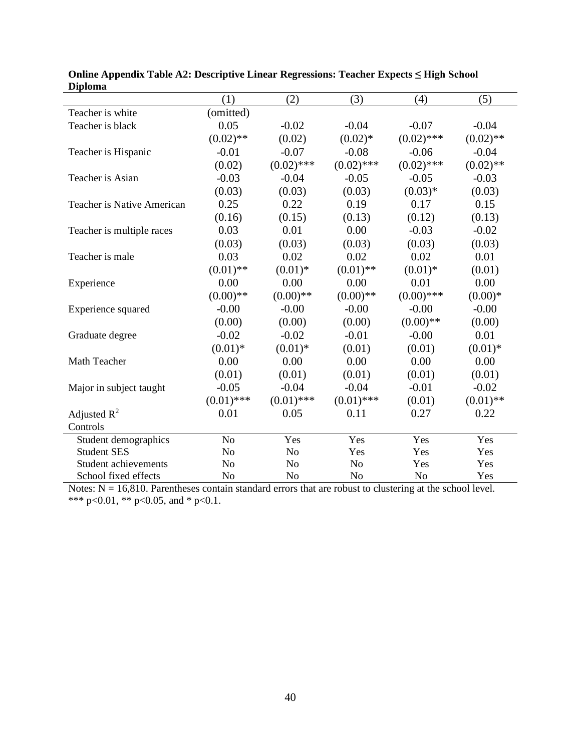**Online Appendix Table A2: Descriptive Linear Regressions: Teacher Expects ≤ High School Diploma**

| | (1) | (2) | (3) | (4) | (5) |
|---|---|---|---|---|---|
| Teacher is white | (omitted) | | | | |
| Teacher is black | 0.05 | -0.02 | -0.04 | -0.07 | -0.04 |
| | (0.02)** | (0.02) | (0.02)* | (0.02)*** | (0.02)** |
| Teacher is Hispanic | -0.01 | -0.07 | -0.08 | -0.06 | -0.04 |
| | (0.02) | (0.02)*** | (0.02)*** | (0.02)*** | (0.02)** |
| Teacher is Asian | -0.03 | -0.04 | -0.05 | -0.05 | -0.03 |
| | (0.03) | (0.03) | (0.03) | (0.03)* | (0.03) |
| Teacher is Native American | 0.25 | 0.22 | 0.19 | 0.17 | 0.15 |
| | (0.16) | (0.15) | (0.13) | (0.12) | (0.13) |
| Teacher is multiple races | 0.03 | 0.01 | 0.00 | -0.03 | -0.02 |
| | (0.03) | (0.03) | (0.03) | (0.03) | (0.03) |
| Teacher is male | 0.03 | 0.02 | 0.02 | 0.02 | 0.01 |
| | (0.01)** | (0.01)* | (0.01)** | (0.01)* | (0.01) |
| Experience | 0.00 | 0.00 | 0.00 | 0.01 | 0.00 |
| | (0.00)** | (0.00)** | (0.00)** | (0.00)*** | (0.00)* |
| Experience squared | -0.00 | -0.00 | -0.00 | -0.00 | -0.00 |
| | (0.00) | (0.00) | (0.00) | (0.00)** | (0.00) |
| Graduate degree | -0.02 | -0.02 | -0.01 | -0.00 | 0.01 |
| | (0.01)* | (0.01)* | (0.01) | (0.01) | (0.01)* |
| Math Teacher | 0.00 | 0.00 | 0.00 | 0.00 | 0.00 |
| | (0.01) | (0.01) | (0.01) | (0.01) | (0.01) |
| Major in subject taught | -0.05 | -0.04 | -0.04 | -0.01 | -0.02 |
| | (0.01)*** | (0.01)*** | (0.01)*** | (0.01) | (0.01)** |
| Adjusted $R^2$ | 0.01 | 0.05 | 0.11 | 0.27 | 0.22 |
| Controls | | | | | |
| Student demographics | No | Yes | Yes | Yes | Yes |
| Student SES | No | No | Yes | Yes | Yes |
| Student achievements | No | No | No | Yes | Yes |
| School fixed effects | No | No | No | No | Yes |

Notes: N = 16,810. Parentheses contain standard errors that are robust to clustering at the school level. *** p<0.01, ** p<0.05, and * p<0.1.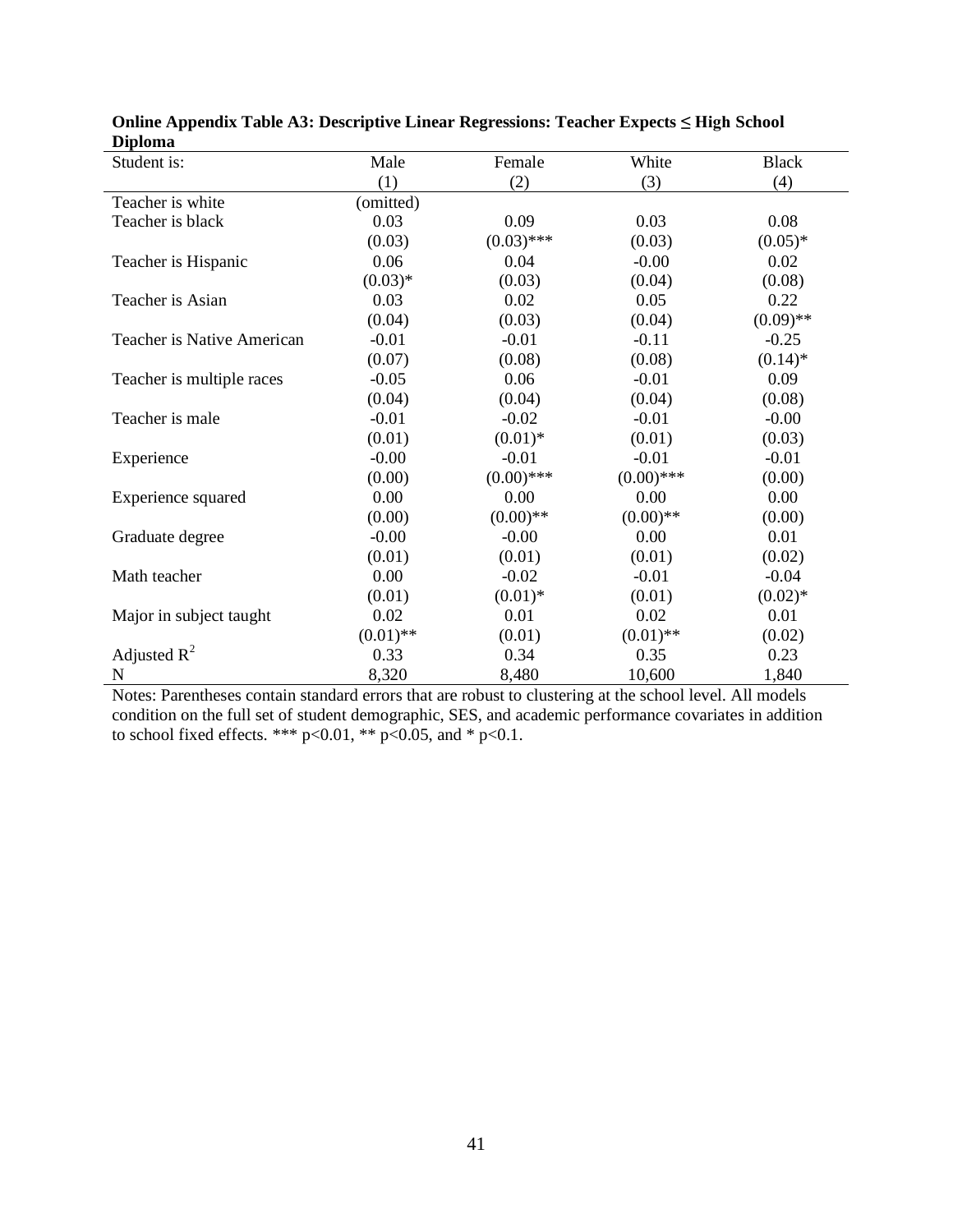**Online Appendix Table A3: Descriptive Linear Regressions: Teacher Expects ≤ High School Diploma**

| Student is: | Male | Female | White | Black |
|---|---|---|---|---|
| | (1) | (2) | (3) | (4) |
| Teacher is white | (omitted) | | | |
| Teacher is black | 0.03 | 0.09 | 0.03 | 0.08 |
| | (0.03) | (0.03)*** | (0.03) | (0.05)* |
| Teacher is Hispanic | 0.06 | 0.04 | -0.00 | 0.02 |
| | (0.03)* | (0.03) | (0.04) | (0.08) |
| Teacher is Asian | 0.03 | 0.02 | 0.05 | 0.22 |
| | (0.04) | (0.03) | (0.04) | (0.09)** |
| Teacher is Native American | -0.01 | -0.01 | -0.11 | -0.25 |
| | (0.07) | (0.08) | (0.08) | (0.14)* |
| Teacher is multiple races | -0.05 | 0.06 | -0.01 | 0.09 |
| | (0.04) | (0.04) | (0.04) | (0.08) |
| Teacher is male | -0.01 | -0.02 | -0.01 | -0.00 |
| | (0.01) | (0.01)* | (0.01) | (0.03) |
| Experience | -0.00 | -0.01 | -0.01 | -0.01 |
| | (0.00) | (0.00)*** | (0.00)*** | (0.00) |
| Experience squared | 0.00 | 0.00 | 0.00 | 0.00 |
| | (0.00) | (0.00)** | (0.00)** | (0.00) |
| Graduate degree | -0.00 | -0.00 | 0.00 | 0.01 |
| | (0.01) | (0.01) | (0.01) | (0.02) |
| Math teacher | 0.00 | -0.02 | -0.01 | -0.04 |
| | (0.01) | (0.01)* | (0.01) | (0.02)* |
| Major in subject taught | 0.02 | 0.01 | 0.02 | 0.01 |
| | (0.01)** | (0.01) | (0.01)** | (0.02) |
| Adjusted $R^2$ | 0.33 | 0.34 | 0.35 | 0.23 |
| N | 8,320 | 8,480 | 10,600 | 1,840 |

Notes: Parentheses contain standard errors that are robust to clustering at the school level. All models condition on the full set of student demographic, SES, and academic performance covariates in addition to school fixed effects. *** p<0.01, ** p<0.05, and * p<0.1.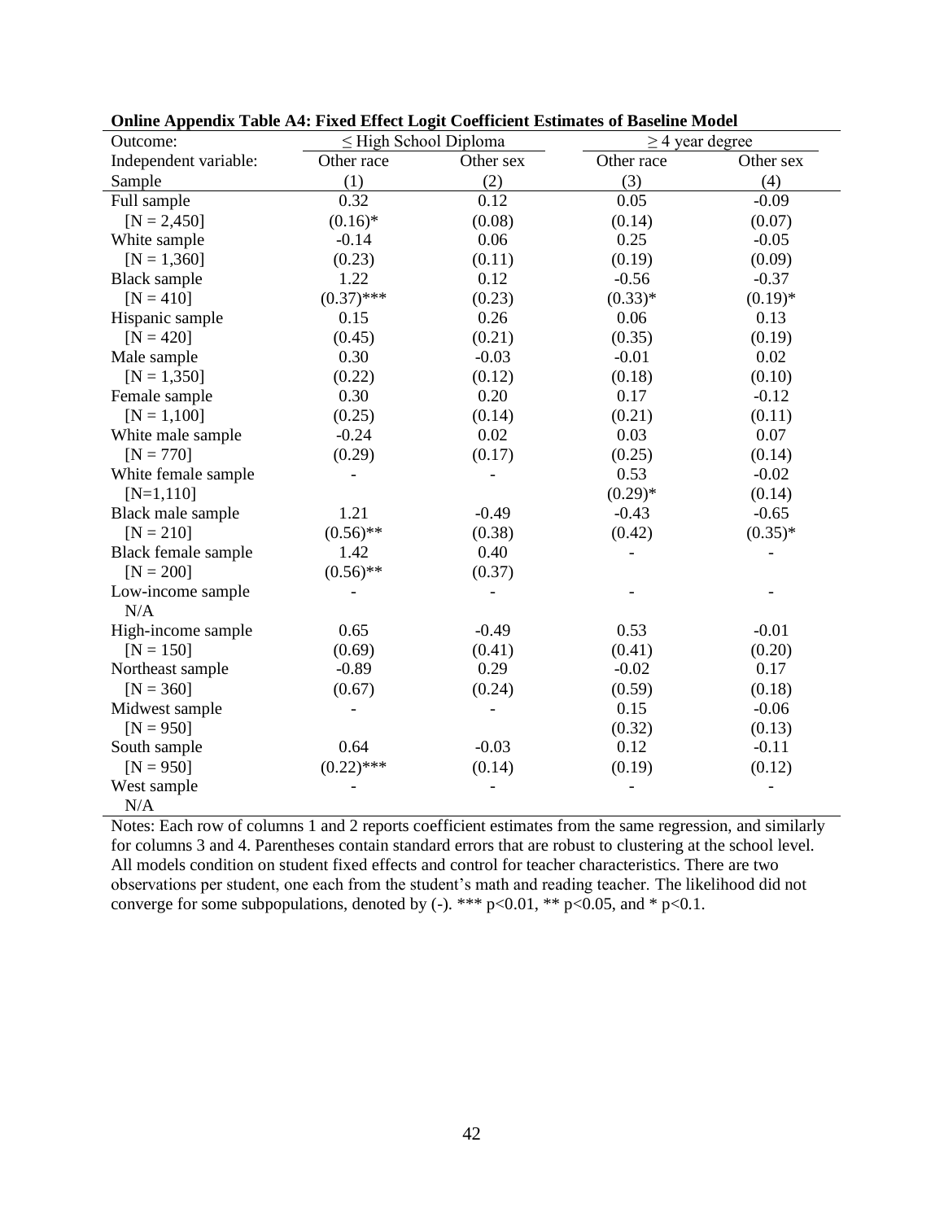**Online Appendix Table A4: Fixed Effect Logit Coefficient Estimates of Baseline Model**

| Outcome: | ≤ High School Diploma | | ≥ 4 year degree | |
|---|---|---|---|---|
| Independent variable: | Other race | Other sex | Other race | Other sex |
| Sample | (1) | (2) | (3) | (4) |
| Full sample | 0.32 | 0.12 | 0.05 | -0.09 |
| [N = 2,450] | (0.16)* | (0.08) | (0.14) | (0.07) |
| White sample | -0.14 | 0.06 | 0.25 | -0.05 |
| [N = 1,360] | (0.23) | (0.11) | (0.19) | (0.09) |
| Black sample | 1.22 | 0.12 | -0.56 | -0.37 |
| [N = 410] | (0.37)*** | (0.23) | (0.33)* | (0.19)* |
| Hispanic sample | 0.15 | 0.26 | 0.06 | 0.13 |
| [N = 420] | (0.45) | (0.21) | (0.35) | (0.19) |
| Male sample | 0.30 | -0.03 | -0.01 | 0.02 |
| [N = 1,350] | (0.22) | (0.12) | (0.18) | (0.10) |
| Female sample | 0.30 | 0.20 | 0.17 | -0.12 |
| [N = 1,100] | (0.25) | (0.14) | (0.21) | (0.11) |
| White male sample | -0.24 | 0.02 | 0.03 | 0.07 |
| [N = 770] | (0.29) | (0.17) | (0.25) | (0.14) |
| White female sample | - | - | 0.53 | -0.02 |
| [N=1,110] | | | (0.29)* | (0.14) |
| Black male sample | 1.21 | -0.49 | -0.43 | -0.65 |
| [N = 210] | (0.56)** | (0.38) | (0.42) | (0.35)* |
| Black female sample | 1.42 | 0.40 | - | - |
| [N = 200] | (0.56)** | (0.37) | | |
| Low-income sample | - | - | - | - |
| N/A | | | | |
| High-income sample | 0.65 | -0.49 | 0.53 | -0.01 |
| [N = 150] | (0.69) | (0.41) | (0.41) | (0.20) |
| Northeast sample | -0.89 | 0.29 | -0.02 | 0.17 |
| [N = 360] | (0.67) | (0.24) | (0.59) | (0.18) |
| Midwest sample | - | - | 0.15 | -0.06 |
| [N = 950] | | | (0.32) | (0.13) |
| South sample | 0.64 | -0.03 | 0.12 | -0.11 |
| [N = 950] | (0.22)*** | (0.14) | (0.19) | (0.12) |
| West sample | - | - | - | - |
| N/A | | | | |

Notes: Each row of columns 1 and 2 reports coefficient estimates from the same regression, and similarly for columns 3 and 4. Parentheses contain standard errors that are robust to clustering at the school level. All models condition on student fixed effects and control for teacher characteristics. There are two observations per student, one each from the student's math and reading teacher. The likelihood did not converge for some subpopulations, denoted by (-). *** p<0.01, ** p<0.05, and * p<0.1.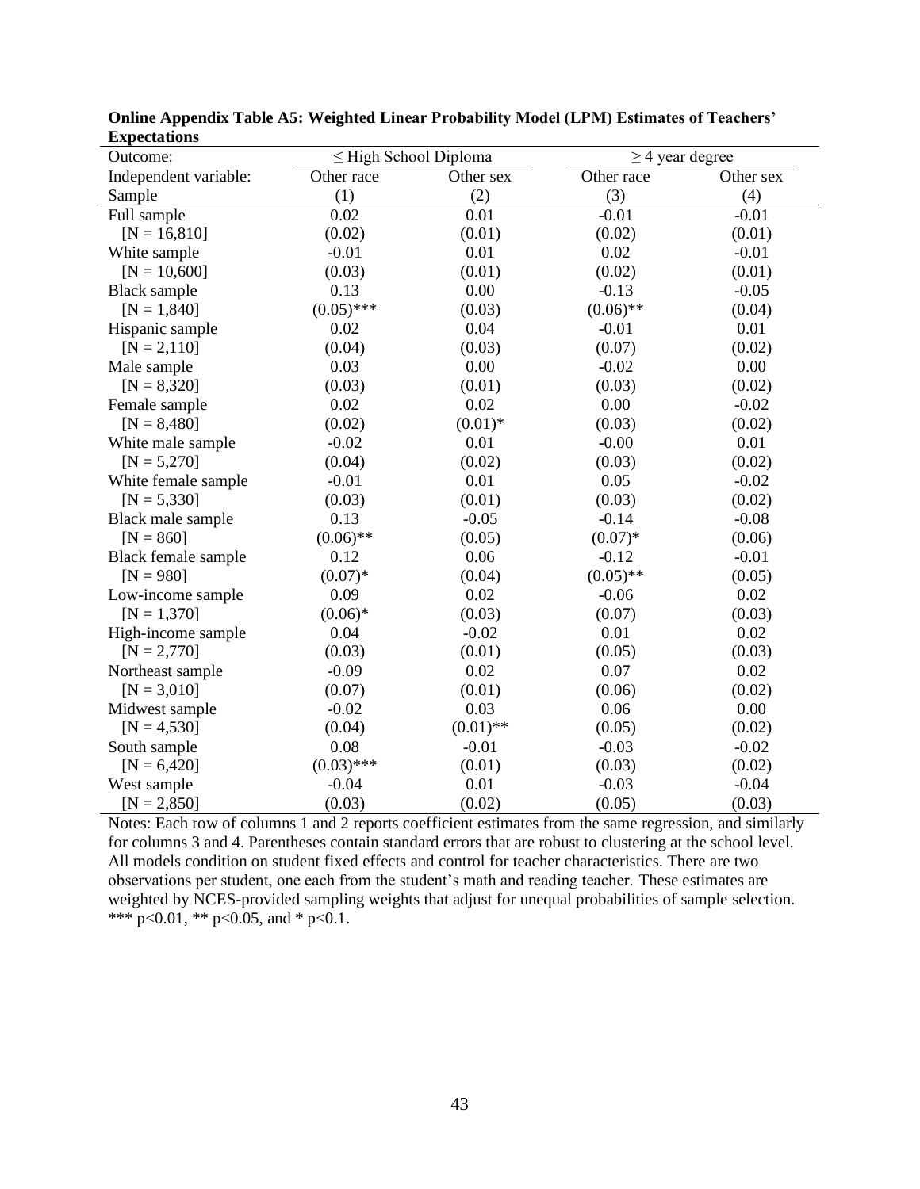**Online Appendix Table A5: Weighted Linear Probability Model (LPM) Estimates of Teachers' Expectations**

| Outcome: | ≤ High School Diploma | | ≥ 4 year degree | |
|---|---|---|---|---|
| Independent variable: | Other race | Other sex | Other race | Other sex |
| Sample | (1) | (2) | (3) | (4) |
| Full sample | 0.02 | 0.01 | -0.01 | -0.01 |
| [N = 16,810] | (0.02) | (0.01) | (0.02) | (0.01) |
| White sample | -0.01 | 0.01 | 0.02 | -0.01 |
| [N = 10,600] | (0.03) | (0.01) | (0.02) | (0.01) |
| Black sample | 0.13 | 0.00 | -0.13 | -0.05 |
| [N = 1,840] | (0.05)*** | (0.03) | (0.06)** | (0.04) |
| Hispanic sample | 0.02 | 0.04 | -0.01 | 0.01 |
| [N = 2,110] | (0.04) | (0.03) | (0.07) | (0.02) |
| Male sample | 0.03 | 0.00 | -0.02 | 0.00 |
| [N = 8,320] | (0.03) | (0.01) | (0.03) | (0.02) |
| Female sample | 0.02 | 0.02 | 0.00 | -0.02 |
| [N = 8,480] | (0.02) | (0.01)* | (0.03) | (0.02) |
| White male sample | -0.02 | 0.01 | -0.00 | 0.01 |
| [N = 5,270] | (0.04) | (0.02) | (0.03) | (0.02) |
| White female sample | -0.01 | 0.01 | 0.05 | -0.02 |
| [N = 5,330] | (0.03) | (0.01) | (0.03) | (0.02) |
| Black male sample | 0.13 | -0.05 | -0.14 | -0.08 |
| [N = 860] | (0.06)** | (0.05) | (0.07)* | (0.06) |
| Black female sample | 0.12 | 0.06 | -0.12 | -0.01 |
| [N = 980] | (0.07)* | (0.04) | (0.05)** | (0.05) |
| Low-income sample | 0.09 | 0.02 | -0.06 | 0.02 |
| [N = 1,370] | (0.06)* | (0.03) | (0.07) | (0.03) |
| High-income sample | 0.04 | -0.02 | 0.01 | 0.02 |
| [N = 2,770] | (0.03) | (0.01) | (0.05) | (0.03) |
| Northeast sample | -0.09 | 0.02 | 0.07 | 0.02 |
| [N = 3,010] | (0.07) | (0.01) | (0.06) | (0.02) |
| Midwest sample | -0.02 | 0.03 | 0.06 | 0.00 |
| [N = 4,530] | (0.04) | (0.01)** | (0.05) | (0.02) |
| South sample | 0.08 | -0.01 | -0.03 | -0.02 |
| [N = 6,420] | (0.03)*** | (0.01) | (0.03) | (0.02) |
| West sample | -0.04 | 0.01 | -0.03 | -0.04 |
| [N = 2,850] | (0.03) | (0.02) | (0.05) | (0.03) |

Notes: Each row of columns 1 and 2 reports coefficient estimates from the same regression, and similarly for columns 3 and 4. Parentheses contain standard errors that are robust to clustering at the school level. All models condition on student fixed effects and control for teacher characteristics. There are two observations per student, one each from the student's math and reading teacher. These estimates are weighted by NCES-provided sampling weights that adjust for unequal probabilities of sample selection. *** p<0.01, ** p<0.05, and * p<0.1.